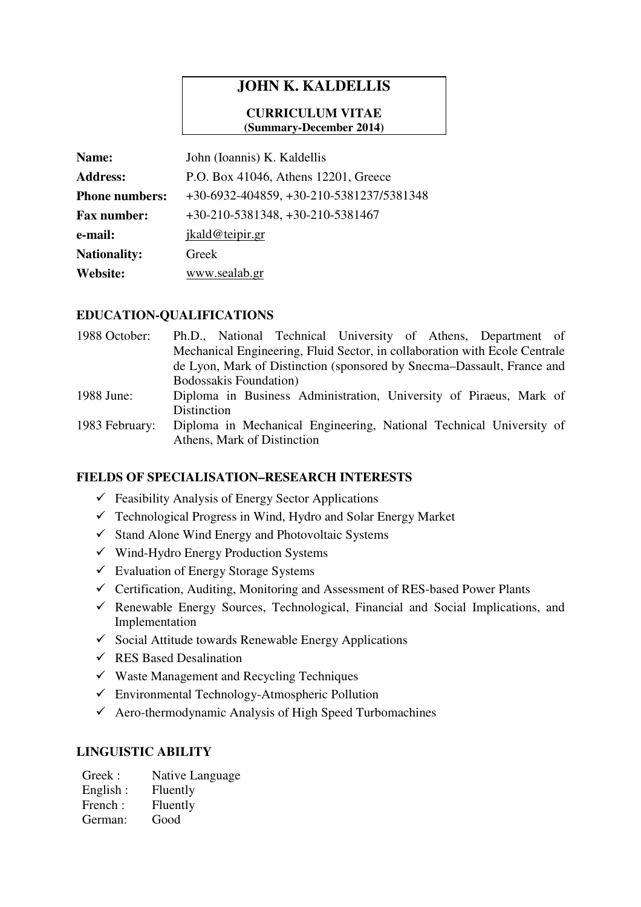# JOHN K. KALDELLIS

**CURRICULUM VITAE**
**(Summary-December 2014)**

| | |
|---|---|
| **Name:** | John (Ioannis) K. Kaldellis |
| **Address:** | P.O. Box 41046, Athens 12201, Greece |
| **Phone numbers:** | +30-6932-404859, +30-210-5381237/5381348 |
| **Fax number:** | +30-210-5381348, +30-210-5381467 |
| **e-mail:** | jkald@teipir.gr |
| **Nationality:** | Greek |
| **Website:** | www.sealab.gr |

## EDUCATION-QUALIFICATIONS

| | |
|---|---|
| 1988 October: | Ph.D., National Technical University of Athens, Department of Mechanical Engineering, Fluid Sector, in collaboration with Ecole Centrale de Lyon, Mark of Distinction (sponsored by Snecma–Dassault, France and Bodossakis Foundation) |
| 1988 June: | Diploma in Business Administration, University of Piraeus, Mark of Distinction |
| 1983 February: | Diploma in Mechanical Engineering, National Technical University of Athens, Mark of Distinction |

## FIELDS OF SPECIALISATION–RESEARCH INTERESTS

- ✓ Feasibility Analysis of Energy Sector Applications
- ✓ Technological Progress in Wind, Hydro and Solar Energy Market
- ✓ Stand Alone Wind Energy and Photovoltaic Systems
- ✓ Wind-Hydro Energy Production Systems
- ✓ Evaluation of Energy Storage Systems
- ✓ Certification, Auditing, Monitoring and Assessment of RES-based Power Plants
- ✓ Renewable Energy Sources, Technological, Financial and Social Implications, and Implementation
- ✓ Social Attitude towards Renewable Energy Applications
- ✓ RES Based Desalination
- ✓ Waste Management and Recycling Techniques
- ✓ Environmental Technology-Atmospheric Pollution
- ✓ Aero-thermodynamic Analysis of High Speed Turbomachines

## LINGUISTIC ABILITY

| | |
|---|---|
| Greek : | Native Language |
| English : | Fluently |
| French : | Fluently |
| German: | Good |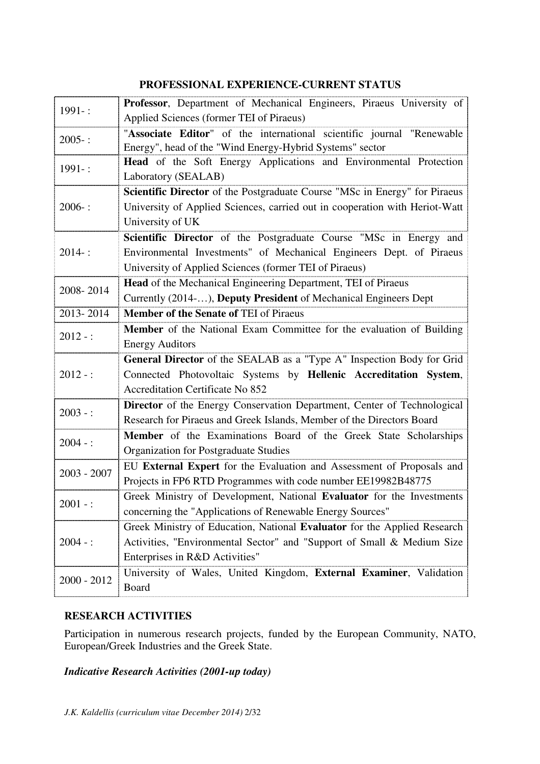## PROFESSIONAL EXPERIENCE-CURRENT STATUS

| | |
|---|---|
| 1991- : | **Professor**, Department of Mechanical Engineers, Piraeus University of Applied Sciences (former TEI of Piraeus) |
| 2005- : | "**Associate Editor**" of the international scientific journal "Renewable Energy", head of the "Wind Energy-Hybrid Systems" sector |
| 1991- : | **Head** of the Soft Energy Applications and Environmental Protection Laboratory (SEALAB) |
| 2006- : | **Scientific Director** of the Postgraduate Course "MSc in Energy" for Piraeus University of Applied Sciences, carried out in cooperation with Heriot-Watt University of UK |
| 2014- : | **Scientific Director** of the Postgraduate Course "MSc in Energy and Environmental Investments" of Mechanical Engineers Dept. of Piraeus University of Applied Sciences (former TEI of Piraeus) |
| 2008- 2014 | **Head** of the Mechanical Engineering Department, TEI of Piraeus<br>Currently (2014-…), **Deputy President** of Mechanical Engineers Dept |
| 2013- 2014 | **Member of the Senate of** TEI of Piraeus |
| 2012 - : | **Member** of the National Exam Committee for the evaluation of Building Energy Auditors |
| 2012 - : | **General Director** of the SEALAB as a "Type A" Inspection Body for Grid Connected Photovoltaic Systems by **Hellenic Accreditation System**, Accreditation Certificate No 852 |
| 2003 - : | **Director** of the Energy Conservation Department, Center of Technological Research for Piraeus and Greek Islands, Member of the Directors Board |
| 2004 - : | **Member** of the Examinations Board of the Greek State Scholarships Organization for Postgraduate Studies |
| 2003 - 2007 | EU **External Expert** for the Evaluation and Assessment of Proposals and Projects in FP6 RTD Programmes with code number EE19982B48775 |
| 2001 - : | Greek Ministry of Development, National **Evaluator** for the Investments concerning the "Applications of Renewable Energy Sources" |
| 2004 - : | Greek Ministry of Education, National **Evaluator** for the Applied Research Activities, "Environmental Sector" and "Support of Small & Medium Size Enterprises in R&D Activities" |
| 2000 - 2012 | University of Wales, United Kingdom, **External Examiner**, Validation Board |

## RESEARCH ACTIVITIES

Participation in numerous research projects, funded by the European Community, NATO, European/Greek Industries and the Greek State.

***Indicative Research Activities (2001-up today)***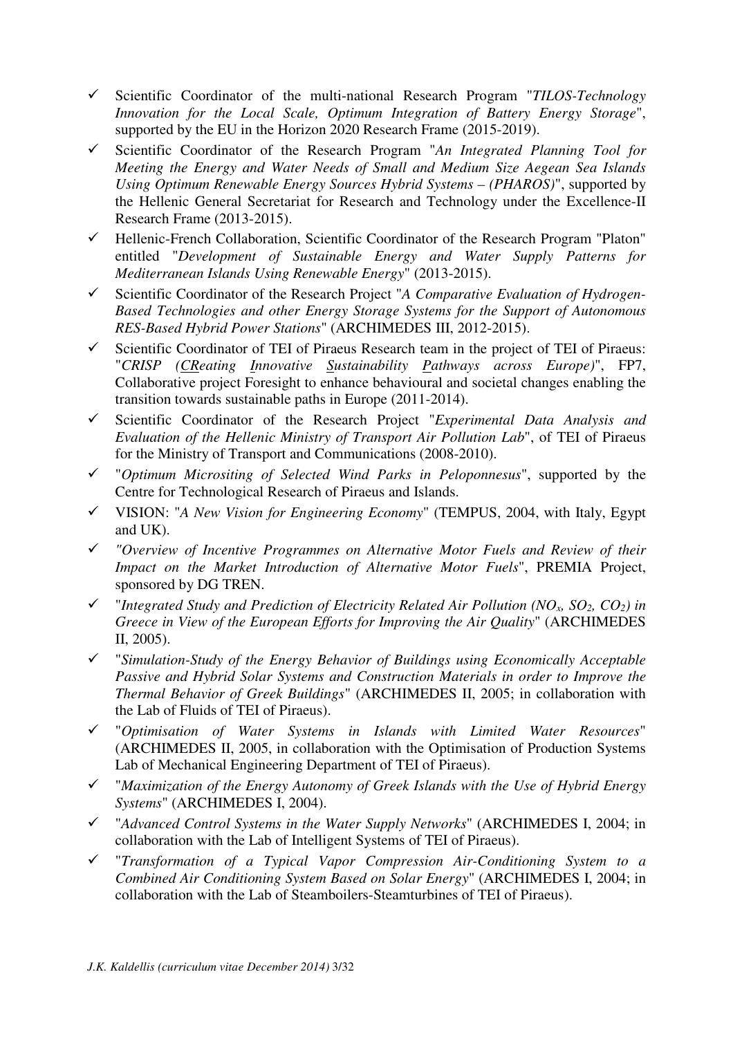- ✓ Scientific Coordinator of the multi-national Research Program "*TILOS-Technology Innovation for the Local Scale, Optimum Integration of Battery Energy Storage*", supported by the EU in the Horizon 2020 Research Frame (2015-2019).
- ✓ Scientific Coordinator of the Research Program "*An Integrated Planning Tool for Meeting the Energy and Water Needs of Small and Medium Size Aegean Sea Islands Using Optimum Renewable Energy Sources Hybrid Systems – (PHAROS)*", supported by the Hellenic General Secretariat for Research and Technology under the Excellence-II Research Frame (2013-2015).
- ✓ Hellenic-French Collaboration, Scientific Coordinator of the Research Program "Platon" entitled "*Development of Sustainable Energy and Water Supply Patterns for Mediterranean Islands Using Renewable Energy*" (2013-2015).
- ✓ Scientific Coordinator of the Research Project "*A Comparative Evaluation of Hydrogen-Based Technologies and other Energy Storage Systems for the Support of Autonomous RES-Based Hybrid Power Stations*" (ARCHIMEDES III, 2012-2015).
- ✓ Scientific Coordinator of TEI of Piraeus Research team in the project of TEI of Piraeus: "*CRISP (<u>CR</u>eating <u>I</u>nnovative <u>S</u>ustainability <u>P</u>athways across Europe)*", FP7, Collaborative project Foresight to enhance behavioural and societal changes enabling the transition towards sustainable paths in Europe (2011-2014).
- ✓ Scientific Coordinator of the Research Project "*Experimental Data Analysis and Evaluation of the Hellenic Ministry of Transport Air Pollution Lab*", of TEI of Piraeus for the Ministry of Transport and Communications (2008-2010).
- ✓ "*Optimum Micrositing of Selected Wind Parks in Peloponnesus*", supported by the Centre for Technological Research of Piraeus and Islands.
- ✓ VISION: "*A New Vision for Engineering Economy*" (TEMPUS, 2004, with Italy, Egypt and UK).
- ✓ *"Overview of Incentive Programmes on Alternative Motor Fuels and Review of their Impact on the Market Introduction of Alternative Motor Fuels*", PREMIA Project, sponsored by DG TREN.
- ✓ "*Integrated Study and Prediction of Electricity Related Air Pollution ($NO_x$, $SO_2$, $CO_2$) in Greece in View of the European Efforts for Improving the Air Quality*" (ARCHIMEDES II, 2005).
- ✓ "*Simulation-Study of the Energy Behavior of Buildings using Economically Acceptable Passive and Hybrid Solar Systems and Construction Materials in order to Improve the Thermal Behavior of Greek Buildings*" (ARCHIMEDES II, 2005; in collaboration with the Lab of Fluids of TEI of Piraeus).
- ✓ "*Optimisation of Water Systems in Islands with Limited Water Resources*" (ARCHIMEDES II, 2005, in collaboration with the Optimisation of Production Systems Lab of Mechanical Engineering Department of TEI of Piraeus).
- ✓ "*Maximization of the Energy Autonomy of Greek Islands with the Use of Hybrid Energy Systems*" (ARCHIMEDES I, 2004).
- ✓ "*Advanced Control Systems in the Water Supply Networks*" (ARCHIMEDES I, 2004; in collaboration with the Lab of Intelligent Systems of TEI of Piraeus).
- ✓ "*Transformation of a Typical Vapor Compression Air-Conditioning System to a Combined Air Conditioning System Based on Solar Energy*" (ARCHIMEDES I, 2004; in collaboration with the Lab of Steamboilers-Steamturbines of TEI of Piraeus).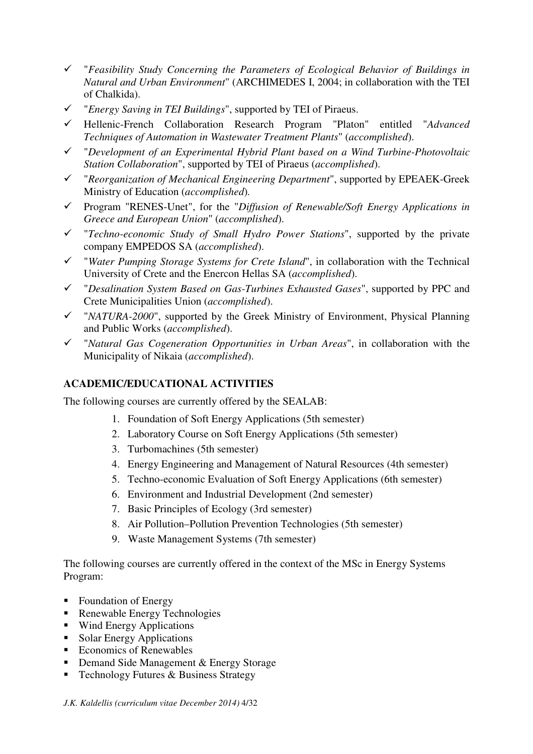- "*Feasibility Study Concerning the Parameters of Ecological Behavior of Buildings in Natural and Urban Environment*" (ARCHIMEDES I, 2004; in collaboration with the TEI of Chalkida).
- "*Energy Saving in TEI Buildings*", supported by TEI of Piraeus.
- Hellenic-French Collaboration Research Program "Platon" entitled "*Advanced Techniques of Automation in Wastewater Treatment Plants*" (*accomplished*).
- "*Development of an Experimental Hybrid Plant based on a Wind Turbine-Photovoltaic Station Collaboration*", supported by TEI of Piraeus (*accomplished*).
- "*Reorganization of Mechanical Engineering Department*", supported by EPEAEK-Greek Ministry of Education (*accomplished*).
- Program "RENES-Unet", for the "*Diffusion of Renewable/Soft Energy Applications in Greece and European Union*" (*accomplished*).
- "*Techno-economic Study of Small Hydro Power Stations*", supported by the private company EMPEDOS SA (*accomplished*).
- "*Water Pumping Storage Systems for Crete Island*", in collaboration with the Technical University of Crete and the Enercon Hellas SA (*accomplished*).
- "*Desalination System Based on Gas-Turbines Exhausted Gases*", supported by PPC and Crete Municipalities Union (*accomplished*).
- "*NATURA-2000*", supported by the Greek Ministry of Environment, Physical Planning and Public Works (*accomplished*).
- "*Natural Gas Cogeneration Opportunities in Urban Areas*", in collaboration with the Municipality of Nikaia (*accomplished*).

## ACADEMIC/EDUCATIONAL ACTIVITIES

The following courses are currently offered by the SEALAB:

1. Foundation of Soft Energy Applications (5th semester)
2. Laboratory Course on Soft Energy Applications (5th semester)
3. Turbomachines (5th semester)
4. Energy Engineering and Management of Natural Resources (4th semester)
5. Techno-economic Evaluation of Soft Energy Applications (6th semester)
6. Environment and Industrial Development (2nd semester)
7. Basic Principles of Ecology (3rd semester)
8. Air Pollution–Pollution Prevention Technologies (5th semester)
9. Waste Management Systems (7th semester)

The following courses are currently offered in the context of the MSc in Energy Systems Program:

- Foundation of Energy
- Renewable Energy Technologies
- Wind Energy Applications
- Solar Energy Applications
- Economics of Renewables
- Demand Side Management & Energy Storage
- Technology Futures & Business Strategy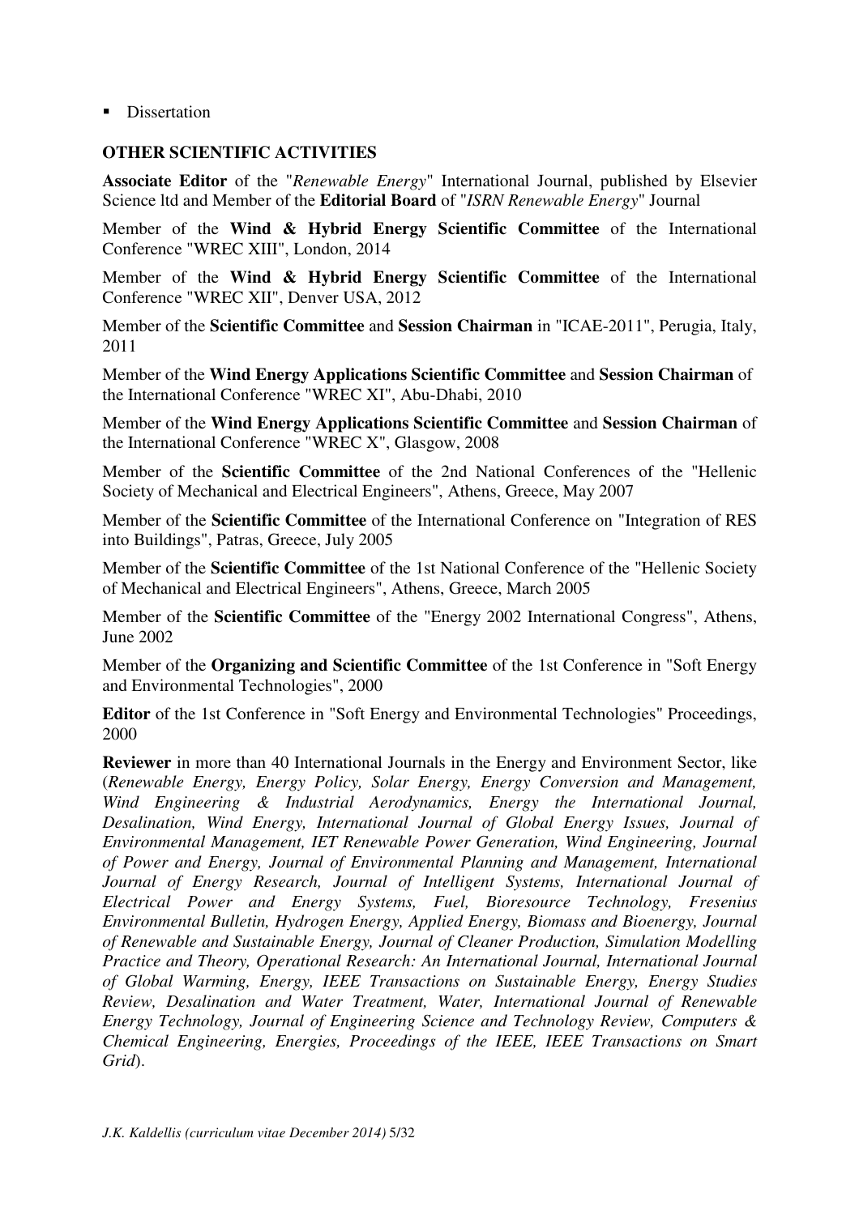- Dissertation

**OTHER SCIENTIFIC ACTIVITIES**

**Associate Editor** of the "*Renewable Energy*" International Journal, published by Elsevier Science ltd and Member of the **Editorial Board** of "*ISRN Renewable Energy*" Journal

Member of the **Wind & Hybrid Energy Scientific Committee** of the International Conference "WREC XIII", London, 2014

Member of the **Wind & Hybrid Energy Scientific Committee** of the International Conference "WREC XII", Denver USA, 2012

Member of the **Scientific Committee** and **Session Chairman** in "ICAE-2011", Perugia, Italy, 2011

Member of the **Wind Energy Applications Scientific Committee** and **Session Chairman** of the International Conference "WREC XI", Abu-Dhabi, 2010

Member of the **Wind Energy Applications Scientific Committee** and **Session Chairman** of the International Conference "WREC X", Glasgow, 2008

Member of the **Scientific Committee** of the 2nd National Conferences of the "Hellenic Society of Mechanical and Electrical Engineers", Athens, Greece, May 2007

Member of the **Scientific Committee** of the International Conference on "Integration of RES into Buildings", Patras, Greece, July 2005

Member of the **Scientific Committee** of the 1st National Conference of the "Hellenic Society of Mechanical and Electrical Engineers", Athens, Greece, March 2005

Member of the **Scientific Committee** of the "Energy 2002 International Congress", Athens, June 2002

Member of the **Organizing and Scientific Committee** of the 1st Conference in "Soft Energy and Environmental Technologies", 2000

**Editor** of the 1st Conference in "Soft Energy and Environmental Technologies" Proceedings, 2000

**Reviewer** in more than 40 International Journals in the Energy and Environment Sector, like (*Renewable Energy, Energy Policy, Solar Energy, Energy Conversion and Management, Wind Engineering & Industrial Aerodynamics, Energy the International Journal, Desalination, Wind Energy, International Journal of Global Energy Issues, Journal of Environmental Management, IET Renewable Power Generation, Wind Engineering, Journal of Power and Energy, Journal of Environmental Planning and Management, International Journal of Energy Research, Journal of Intelligent Systems, International Journal of Electrical Power and Energy Systems, Fuel, Bioresource Technology, Fresenius Environmental Bulletin, Hydrogen Energy, Applied Energy, Biomass and Bioenergy, Journal of Renewable and Sustainable Energy, Journal of Cleaner Production, Simulation Modelling Practice and Theory, Operational Research: An International Journal, International Journal of Global Warming, Energy, IEEE Transactions on Sustainable Energy, Energy Studies Review, Desalination and Water Treatment, Water, International Journal of Renewable Energy Technology, Journal of Engineering Science and Technology Review, Computers & Chemical Engineering, Energies, Proceedings of the IEEE, IEEE Transactions on Smart Grid*).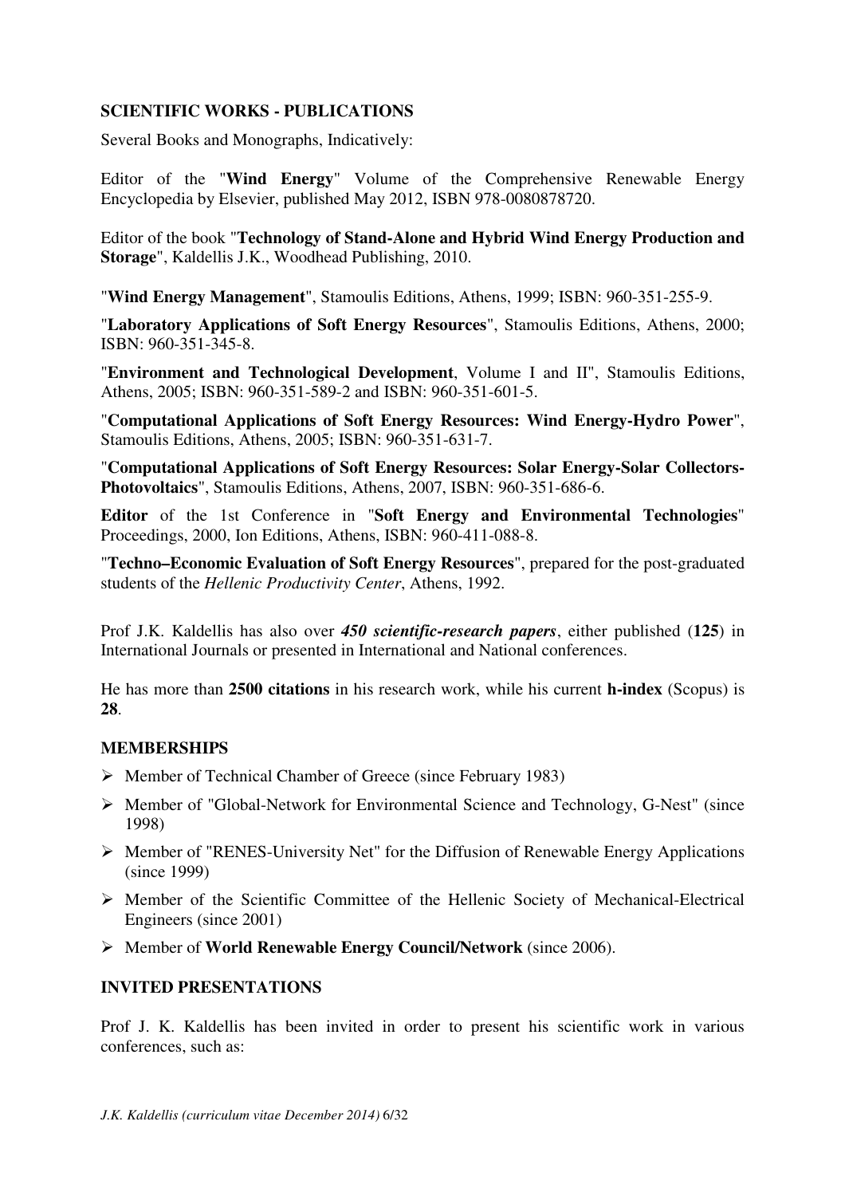## SCIENTIFIC WORKS - PUBLICATIONS

Several Books and Monographs, Indicatively:

Editor of the "**Wind Energy**" Volume of the Comprehensive Renewable Energy Encyclopedia by Elsevier, published May 2012, ISBN 978-0080878720.

Editor of the book "**Technology of Stand-Alone and Hybrid Wind Energy Production and Storage**", Kaldellis J.K., Woodhead Publishing, 2010.

"**Wind Energy Management**", Stamoulis Editions, Athens, 1999; ISBN: 960-351-255-9.

"**Laboratory Applications of Soft Energy Resources**", Stamoulis Editions, Athens, 2000; ISBN: 960-351-345-8.

"**Environment and Technological Development**, Volume I and II", Stamoulis Editions, Athens, 2005; ISBN: 960-351-589-2 and ISBN: 960-351-601-5.

"**Computational Applications of Soft Energy Resources: Wind Energy-Hydro Power**", Stamoulis Editions, Athens, 2005; ISBN: 960-351-631-7.

"**Computational Applications of Soft Energy Resources: Solar Energy-Solar Collectors-Photovoltaics**", Stamoulis Editions, Athens, 2007, ISBN: 960-351-686-6.

**Editor** of the 1st Conference in "**Soft Energy and Environmental Technologies**" Proceedings, 2000, Ion Editions, Athens, ISBN: 960-411-088-8.

"**Techno–Economic Evaluation of Soft Energy Resources**", prepared for the post-graduated students of the *Hellenic Productivity Center*, Athens, 1992.

Prof J.K. Kaldellis has also over ***450 scientific-research papers***, either published (**125**) in International Journals or presented in International and National conferences.

He has more than **2500 citations** in his research work, while his current **h-index** (Scopus) is **28**.

## MEMBERSHIPS

- Member of Technical Chamber of Greece (since February 1983)
- Member of "Global-Network for Environmental Science and Technology, G-Nest" (since 1998)
- Member of "RENES-University Net" for the Diffusion of Renewable Energy Applications (since 1999)
- Member of the Scientific Committee of the Hellenic Society of Mechanical-Electrical Engineers (since 2001)
- Member of **World Renewable Energy Council/Network** (since 2006).

## INVITED PRESENTATIONS

Prof J. K. Kaldellis has been invited in order to present his scientific work in various conferences, such as: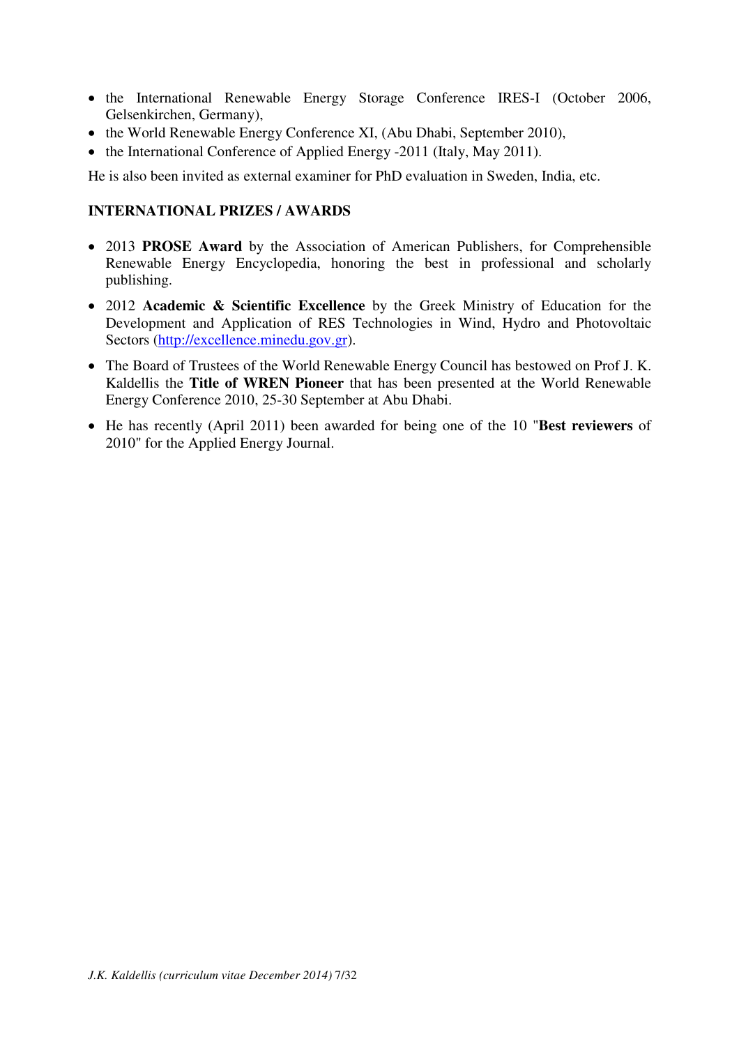- the International Renewable Energy Storage Conference IRES-I (October 2006, Gelsenkirchen, Germany),
- the World Renewable Energy Conference XI, (Abu Dhabi, September 2010),
- the International Conference of Applied Energy -2011 (Italy, May 2011).

He is also been invited as external examiner for PhD evaluation in Sweden, India, etc.

## INTERNATIONAL PRIZES / AWARDS

- 2013 **PROSE Award** by the Association of American Publishers, for Comprehensible Renewable Energy Encyclopedia, honoring the best in professional and scholarly publishing.
- 2012 **Academic & Scientific Excellence** by the Greek Ministry of Education for the Development and Application of RES Technologies in Wind, Hydro and Photovoltaic Sectors (http://excellence.minedu.gov.gr).
- The Board of Trustees of the World Renewable Energy Council has bestowed on Prof J. K. Kaldellis the **Title of WREN Pioneer** that has been presented at the World Renewable Energy Conference 2010, 25-30 September at Abu Dhabi.
- He has recently (April 2011) been awarded for being one of the 10 "**Best reviewers** of 2010" for the Applied Energy Journal.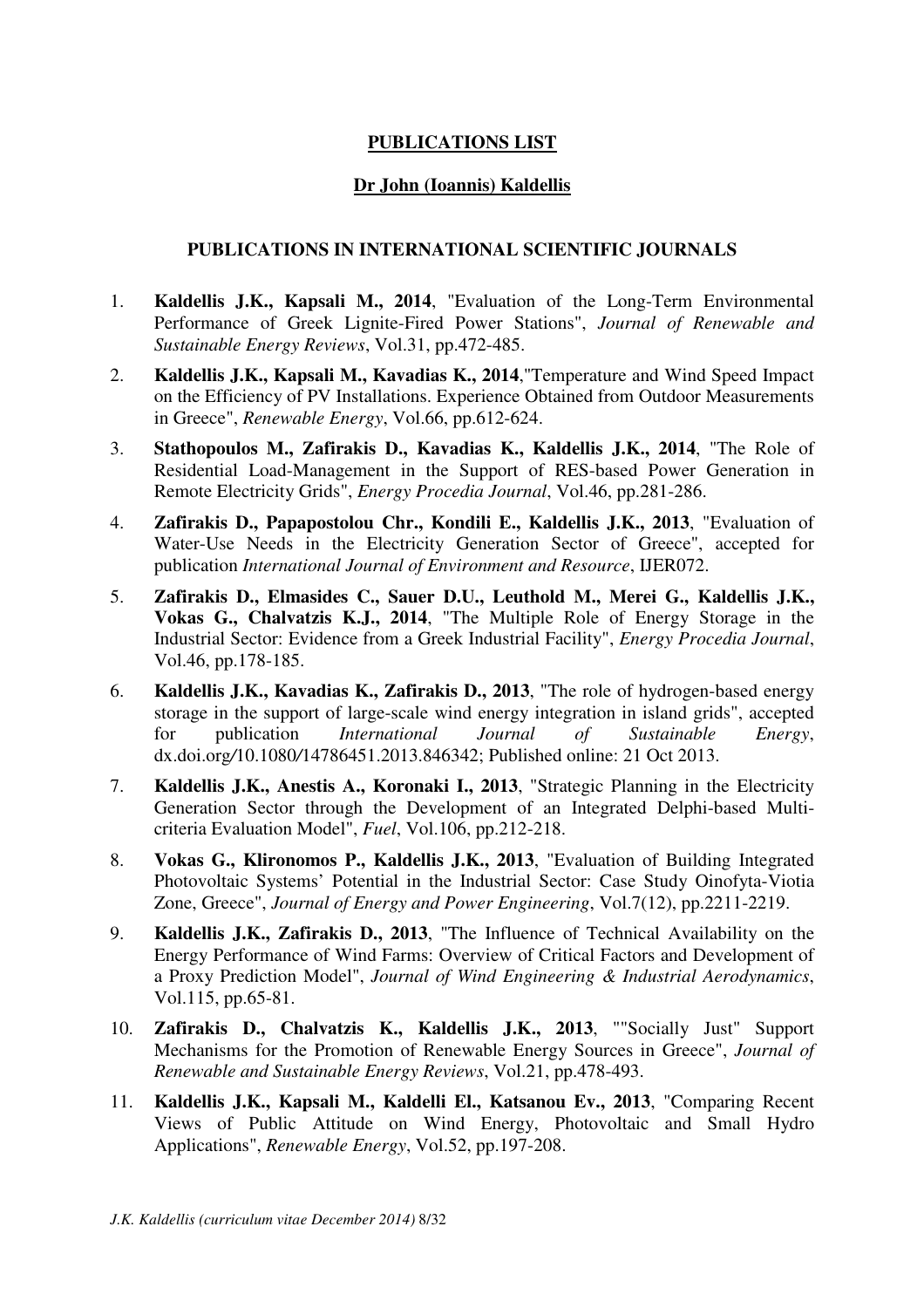# PUBLICATIONS LIST

## Dr John (Ioannis) Kaldellis

### PUBLICATIONS IN INTERNATIONAL SCIENTIFIC JOURNALS

1. **Kaldellis J.K., Kapsali M., 2014**, "Evaluation of the Long-Term Environmental Performance of Greek Lignite-Fired Power Stations", *Journal of Renewable and Sustainable Energy Reviews*, Vol.31, pp.472-485.
2. **Kaldellis J.K., Kapsali M., Kavadias K., 2014**,"Temperature and Wind Speed Impact on the Efficiency of PV Installations. Experience Obtained from Outdoor Measurements in Greece", *Renewable Energy*, Vol.66, pp.612-624.
3. **Stathopoulos M., Zafirakis D., Kavadias K., Kaldellis J.K., 2014**, "The Role of Residential Load-Management in the Support of RES-based Power Generation in Remote Electricity Grids", *Energy Procedia Journal*, Vol.46, pp.281-286.
4. **Zafirakis D., Papapostolou Chr., Kondili E., Kaldellis J.K., 2013**, "Evaluation of Water-Use Needs in the Electricity Generation Sector of Greece", accepted for publication *International Journal of Environment and Resource*, IJER072.
5. **Zafirakis D., Elmasides C., Sauer D.U., Leuthold M., Merei G., Kaldellis J.K., Vokas G., Chalvatzis K.J., 2014**, "The Multiple Role of Energy Storage in the Industrial Sector: Evidence from a Greek Industrial Facility", *Energy Procedia Journal*, Vol.46, pp.178-185.
6. **Kaldellis J.K., Kavadias K., Zafirakis D., 2013**, "The role of hydrogen-based energy storage in the support of large-scale wind energy integration in island grids", accepted for publication *International Journal of Sustainable Energy*, dx.doi.org/10.1080/14786451.2013.846342; Published online: 21 Oct 2013.
7. **Kaldellis J.K., Anestis A., Koronaki I., 2013**, "Strategic Planning in the Electricity Generation Sector through the Development of an Integrated Delphi-based Multi-criteria Evaluation Model", *Fuel*, Vol.106, pp.212-218.
8. **Vokas G., Klironomos P., Kaldellis J.K., 2013**, "Evaluation of Building Integrated Photovoltaic Systems' Potential in the Industrial Sector: Case Study Oinofyta-Viotia Zone, Greece", *Journal of Energy and Power Engineering*, Vol.7(12), pp.2211-2219.
9. **Kaldellis J.K., Zafirakis D., 2013**, "The Influence of Technical Availability on the Energy Performance of Wind Farms: Overview of Critical Factors and Development of a Proxy Prediction Model", *Journal of Wind Engineering & Industrial Aerodynamics*, Vol.115, pp.65-81.
10. **Zafirakis D., Chalvatzis K., Kaldellis J.K., 2013**, ""Socially Just" Support Mechanisms for the Promotion of Renewable Energy Sources in Greece", *Journal of Renewable and Sustainable Energy Reviews*, Vol.21, pp.478-493.
11. **Kaldellis J.K., Kapsali M., Kaldelli El., Katsanou Ev., 2013**, "Comparing Recent Views of Public Attitude on Wind Energy, Photovoltaic and Small Hydro Applications", *Renewable Energy*, Vol.52, pp.197-208.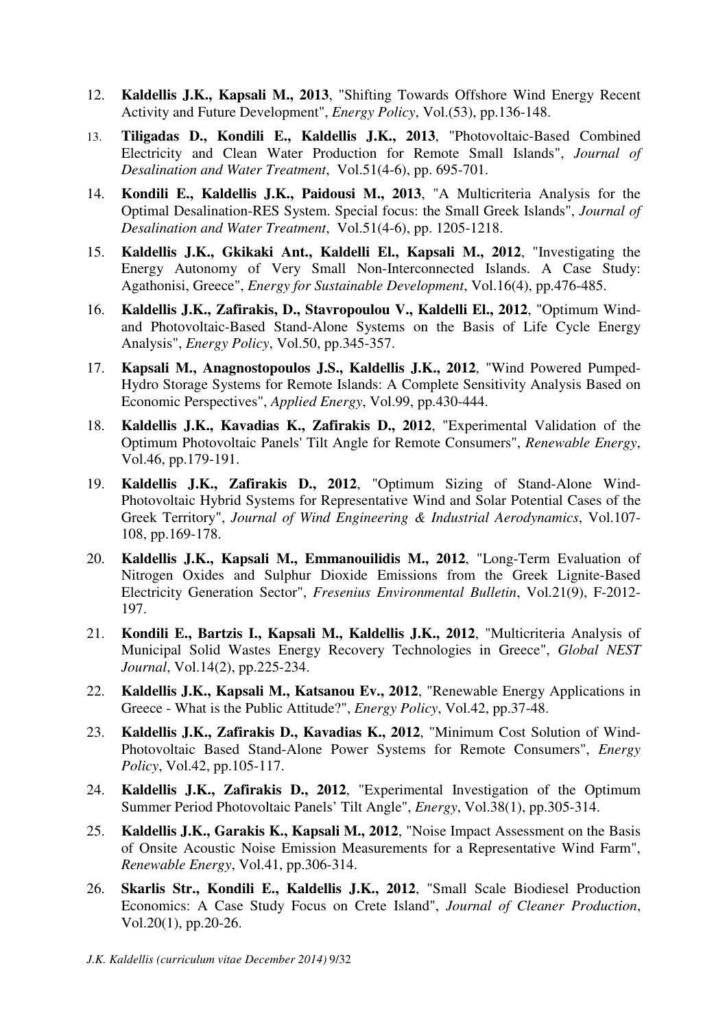12. **Kaldellis J.K., Kapsali M., 2013**, "Shifting Towards Offshore Wind Energy Recent Activity and Future Development", *Energy Policy*, Vol.(53), pp.136-148.
13. **Tiligadas D., Kondili E., Kaldellis J.K., 2013**, "Photovoltaic-Based Combined Electricity and Clean Water Production for Remote Small Islands", *Journal of Desalination and Water Treatment*, Vol.51(4-6), pp. 695-701.
14. **Kondili E., Kaldellis J.K., Paidousi M., 2013**, "A Multicriteria Analysis for the Optimal Desalination-RES System. Special focus: the Small Greek Islands", *Journal of Desalination and Water Treatment*, Vol.51(4-6), pp. 1205-1218.
15. **Kaldellis J.K., Gkikaki Ant., Kaldelli El., Kapsali M., 2012**, "Investigating the Energy Autonomy of Very Small Non-Interconnected Islands. A Case Study: Agathonisi, Greece", *Energy for Sustainable Development*, Vol.16(4), pp.476-485.
16. **Kaldellis J.K., Zafirakis, D., Stavropoulou V., Kaldelli El., 2012**, "Optimum Wind- and Photovoltaic-Based Stand-Alone Systems on the Basis of Life Cycle Energy Analysis", *Energy Policy*, Vol.50, pp.345-357.
17. **Kapsali M., Anagnostopoulos J.S., Kaldellis J.K., 2012**, "Wind Powered Pumped-Hydro Storage Systems for Remote Islands: A Complete Sensitivity Analysis Based on Economic Perspectives", *Applied Energy*, Vol.99, pp.430-444.
18. **Kaldellis J.K., Kavadias K., Zafirakis D., 2012**, "Experimental Validation of the Optimum Photovoltaic Panels' Tilt Angle for Remote Consumers", *Renewable Energy*, Vol.46, pp.179-191.
19. **Kaldellis J.K., Zafirakis D., 2012**, "Optimum Sizing of Stand-Alone Wind-Photovoltaic Hybrid Systems for Representative Wind and Solar Potential Cases of the Greek Territory", *Journal of Wind Engineering & Industrial Aerodynamics*, Vol.107-108, pp.169-178.
20. **Kaldellis J.K., Kapsali M., Emmanouilidis M., 2012**, "Long-Term Evaluation of Nitrogen Oxides and Sulphur Dioxide Emissions from the Greek Lignite-Based Electricity Generation Sector", *Fresenius Environmental Bulletin*, Vol.21(9), F-2012-197.
21. **Kondili E., Bartzis I., Kapsali M., Kaldellis J.K., 2012**, "Multicriteria Analysis of Municipal Solid Wastes Energy Recovery Technologies in Greece", *Global NEST Journal*, Vol.14(2), pp.225-234.
22. **Kaldellis J.K., Kapsali M., Katsanou Ev., 2012**, "Renewable Energy Applications in Greece - What is the Public Attitude?", *Energy Policy*, Vol.42, pp.37-48.
23. **Kaldellis J.K., Zafirakis D., Kavadias K., 2012**, "Minimum Cost Solution of Wind-Photovoltaic Based Stand-Alone Power Systems for Remote Consumers", *Energy Policy*, Vol.42, pp.105-117.
24. **Kaldellis J.K., Zafirakis D., 2012**, "Experimental Investigation of the Optimum Summer Period Photovoltaic Panels' Tilt Angle", *Energy*, Vol.38(1), pp.305-314.
25. **Kaldellis J.K., Garakis K., Kapsali M., 2012**, "Noise Impact Assessment on the Basis of Onsite Acoustic Noise Emission Measurements for a Representative Wind Farm", *Renewable Energy*, Vol.41, pp.306-314.
26. **Skarlis Str., Kondili E., Kaldellis J.K., 2012**, "Small Scale Biodiesel Production Economics: A Case Study Focus on Crete Island", *Journal of Cleaner Production*, Vol.20(1), pp.20-26.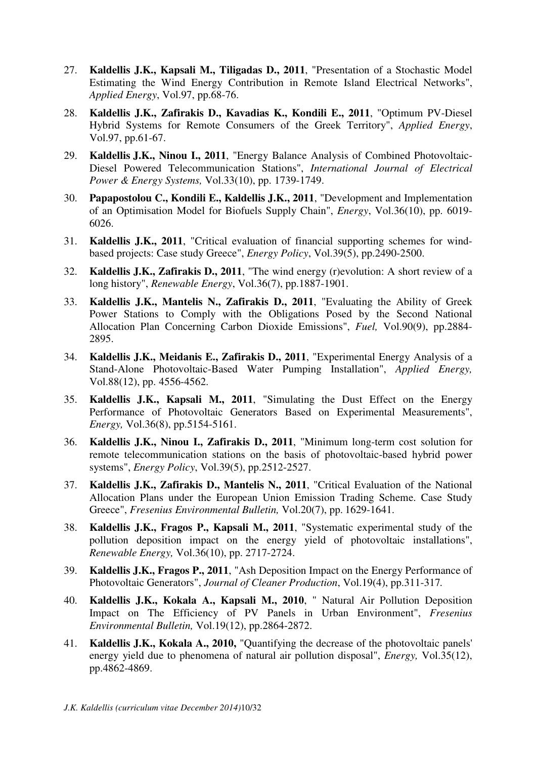27. **Kaldellis J.K., Kapsali M., Tiligadas D., 2011**, "Presentation of a Stochastic Model Estimating the Wind Energy Contribution in Remote Island Electrical Networks", *Applied Energy*, Vol.97, pp.68-76.

28. **Kaldellis J.K., Zafirakis D., Kavadias K., Kondili E., 2011**, "Optimum PV-Diesel Hybrid Systems for Remote Consumers of the Greek Territory", *Applied Energy*, Vol.97, pp.61-67.

29. **Kaldellis J.K., Ninou I., 2011**, "Energy Balance Analysis of Combined Photovoltaic-Diesel Powered Telecommunication Stations", *International Journal of Electrical Power & Energy Systems,* Vol.33(10), pp. 1739-1749.

30. **Papapostolou C., Kondili E., Kaldellis J.K., 2011**, "Development and Implementation of an Optimisation Model for Biofuels Supply Chain", *Energy*, Vol.36(10), pp. 6019-6026.

31. **Kaldellis J.K., 2011**, "Critical evaluation of financial supporting schemes for wind-based projects: Case study Greece", *Energy Policy*, Vol.39(5), pp.2490-2500.

32. **Kaldellis J.K., Zafirakis D., 2011**, "The wind energy (r)evolution: A short review of a long history", *Renewable Energy*, Vol.36(7), pp.1887-1901.

33. **Kaldellis J.K., Mantelis N., Zafirakis D., 2011**, "Evaluating the Ability of Greek Power Stations to Comply with the Obligations Posed by the Second National Allocation Plan Concerning Carbon Dioxide Emissions", *Fuel,* Vol.90(9), pp.2884-2895.

34. **Kaldellis J.K., Meidanis E., Zafirakis D., 2011**, "Experimental Energy Analysis of a Stand-Alone Photovoltaic-Based Water Pumping Installation", *Applied Energy,* Vol.88(12), pp. 4556-4562.

35. **Kaldellis J.K., Kapsali M., 2011**, "Simulating the Dust Effect on the Energy Performance of Photovoltaic Generators Based on Experimental Measurements", *Energy,* Vol.36(8), pp.5154-5161.

36. **Kaldellis J.K., Ninou I., Zafirakis D., 2011**, "Minimum long-term cost solution for remote telecommunication stations on the basis of photovoltaic-based hybrid power systems", *Energy Policy*, Vol.39(5), pp.2512-2527.

37. **Kaldellis J.K., Zafirakis D., Mantelis N., 2011**, "Critical Evaluation of the National Allocation Plans under the European Union Emission Trading Scheme. Case Study Greece", *Fresenius Environmental Bulletin,* Vol.20(7), pp. 1629-1641.

38. **Kaldellis J.K., Fragos P., Kapsali M., 2011**, "Systematic experimental study of the pollution deposition impact on the energy yield of photovoltaic installations", *Renewable Energy,* Vol.36(10), pp. 2717-2724.

39. **Kaldellis J.K., Fragos P., 2011**, "Ash Deposition Impact on the Energy Performance of Photovoltaic Generators", *Journal of Cleaner Production*, Vol.19(4), pp.311-317.

40. **Kaldellis J.K., Kokala A., Kapsali M., 2010**, " Natural Air Pollution Deposition Impact on The Efficiency of PV Panels in Urban Environment", *Fresenius Environmental Bulletin,* Vol.19(12), pp.2864-2872.

41. **Kaldellis J.K., Kokala A., 2010,** "Quantifying the decrease of the photovoltaic panels' energy yield due to phenomena of natural air pollution disposal", *Energy,* Vol.35(12), pp.4862-4869.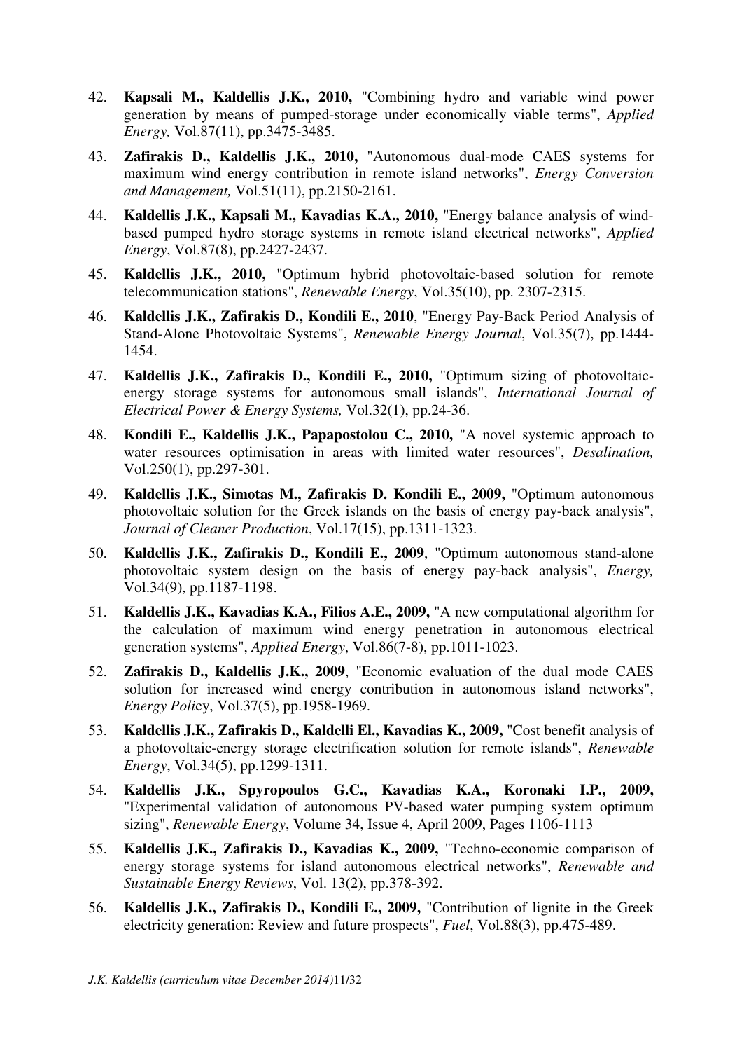42. **Kapsali M., Kaldellis J.K., 2010,** "Combining hydro and variable wind power generation by means of pumped-storage under economically viable terms", *Applied Energy,* Vol.87(11), pp.3475-3485.

43. **Zafirakis D., Kaldellis J.K., 2010,** "Autonomous dual-mode CAES systems for maximum wind energy contribution in remote island networks", *Energy Conversion and Management,* Vol.51(11), pp.2150-2161.

44. **Kaldellis J.K., Kapsali M., Kavadias K.A., 2010,** "Energy balance analysis of wind-based pumped hydro storage systems in remote island electrical networks", *Applied Energy*, Vol.87(8), pp.2427-2437.

45. **Kaldellis J.K., 2010,** "Optimum hybrid photovoltaic-based solution for remote telecommunication stations", *Renewable Energy*, Vol.35(10), pp. 2307-2315.

46. **Kaldellis J.K., Zafirakis D., Kondili E., 2010**, "Energy Pay-Back Period Analysis of Stand-Alone Photovoltaic Systems", *Renewable Energy Journal*, Vol.35(7), pp.1444-1454.

47. **Kaldellis J.K., Zafirakis D., Kondili E., 2010,** "Optimum sizing of photovoltaic-energy storage systems for autonomous small islands", *International Journal of Electrical Power & Energy Systems,* Vol.32(1), pp.24-36.

48. **Kondili E., Kaldellis J.K., Papapostolou C., 2010,** "A novel systemic approach to water resources optimisation in areas with limited water resources", *Desalination,* Vol.250(1), pp.297-301.

49. **Kaldellis J.K., Simotas M., Zafirakis D. Kondili E., 2009,** "Optimum autonomous photovoltaic solution for the Greek islands on the basis of energy pay-back analysis", *Journal of Cleaner Production*, Vol.17(15), pp.1311-1323.

50. **Kaldellis J.K., Zafirakis D., Kondili E., 2009**, "Optimum autonomous stand-alone photovoltaic system design on the basis of energy pay-back analysis", *Energy,* Vol.34(9), pp.1187-1198.

51. **Kaldellis J.K., Kavadias K.A., Filios A.E., 2009,** "A new computational algorithm for the calculation of maximum wind energy penetration in autonomous electrical generation systems", *Applied Energy*, Vol.86(7-8), pp.1011-1023.

52. **Zafirakis D., Kaldellis J.K., 2009**, "Economic evaluation of the dual mode CAES solution for increased wind energy contribution in autonomous island networks", *Energy Policy*, Vol.37(5), pp.1958-1969.

53. **Kaldellis J.K., Zafirakis D., Kaldelli El., Kavadias K., 2009,** "Cost benefit analysis of a photovoltaic-energy storage electrification solution for remote islands", *Renewable Energy*, Vol.34(5), pp.1299-1311.

54. **Kaldellis J.K., Spyropoulos G.C., Kavadias K.A., Koronaki I.P., 2009,** "Experimental validation of autonomous PV-based water pumping system optimum sizing", *Renewable Energy*, Volume 34, Issue 4, April 2009, Pages 1106-1113

55. **Kaldellis J.K., Zafirakis D., Kavadias K., 2009,** "Techno-economic comparison of energy storage systems for island autonomous electrical networks", *Renewable and Sustainable Energy Reviews*, Vol. 13(2), pp.378-392.

56. **Kaldellis J.K., Zafirakis D., Kondili E., 2009,** "Contribution of lignite in the Greek electricity generation: Review and future prospects", *Fuel*, Vol.88(3), pp.475-489.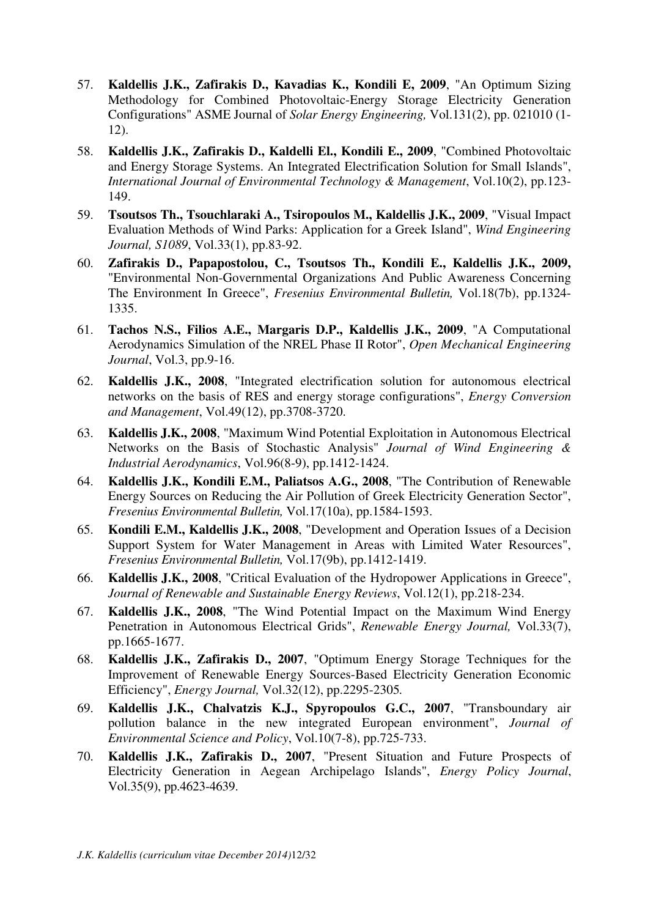57. **Kaldellis J.K., Zafirakis D., Kavadias K., Kondili E, 2009**, "An Optimum Sizing Methodology for Combined Photovoltaic-Energy Storage Electricity Generation Configurations" ASME Journal of *Solar Energy Engineering,* Vol.131(2), pp. 021010 (1-12).
58. **Kaldellis J.K., Zafirakis D., Kaldelli El., Kondili E., 2009**, "Combined Photovoltaic and Energy Storage Systems. An Integrated Electrification Solution for Small Islands", *International Journal of Environmental Technology & Management*, Vol.10(2), pp.123-149.
59. **Tsoutsos Th., Tsouchlaraki A., Tsiropoulos M., Kaldellis J.K., 2009**, "Visual Impact Evaluation Methods of Wind Parks: Application for a Greek Island", *Wind Engineering Journal, S1089*, Vol.33(1), pp.83-92.
60. **Zafirakis D., Papapostolou, C., Tsoutsos Th., Kondili E., Kaldellis J.K., 2009,** "Environmental Non-Governmental Organizations And Public Awareness Concerning The Environment In Greece", *Fresenius Environmental Bulletin,* Vol.18(7b), pp.1324-1335.
61. **Tachos N.S., Filios A.E., Margaris D.P., Kaldellis J.K., 2009**, "A Computational Aerodynamics Simulation of the NREL Phase II Rotor", *Open Mechanical Engineering Journal*, Vol.3, pp.9-16.
62. **Kaldellis J.K., 2008**, "Integrated electrification solution for autonomous electrical networks on the basis of RES and energy storage configurations", *Energy Conversion and Management*, Vol.49(12), pp.3708-3720.
63. **Kaldellis J.K., 2008**, "Maximum Wind Potential Exploitation in Autonomous Electrical Networks on the Basis of Stochastic Analysis" *Journal of Wind Engineering & Industrial Aerodynamics*, Vol.96(8-9), pp.1412-1424.
64. **Kaldellis J.K., Kondili E.M., Paliatsos A.G., 2008**, "The Contribution of Renewable Energy Sources on Reducing the Air Pollution of Greek Electricity Generation Sector", *Fresenius Environmental Bulletin,* Vol.17(10a), pp.1584-1593.
65. **Kondili E.M., Kaldellis J.K., 2008**, "Development and Operation Issues of a Decision Support System for Water Management in Areas with Limited Water Resources", *Fresenius Environmental Bulletin,* Vol.17(9b), pp.1412-1419.
66. **Kaldellis J.K., 2008**, "Critical Evaluation of the Hydropower Applications in Greece", *Journal of Renewable and Sustainable Energy Reviews*, Vol.12(1), pp.218-234.
67. **Kaldellis J.K., 2008**, "The Wind Potential Impact on the Maximum Wind Energy Penetration in Autonomous Electrical Grids", *Renewable Energy Journal,* Vol.33(7), pp.1665-1677.
68. **Kaldellis J.K., Zafirakis D., 2007**, "Optimum Energy Storage Techniques for the Improvement of Renewable Energy Sources-Based Electricity Generation Economic Efficiency", *Energy Journal,* Vol.32(12), pp.2295-2305*.*
69. **Kaldellis J.K., Chalvatzis K.J., Spyropoulos G.C., 2007**, "Transboundary air pollution balance in the new integrated European environment", *Journal of Environmental Science and Policy*, Vol.10(7-8), pp.725-733.
70. **Kaldellis J.K., Zafirakis D., 2007**, "Present Situation and Future Prospects of Electricity Generation in Aegean Archipelago Islands", *Energy Policy Journal*, Vol.35(9), pp.4623-4639.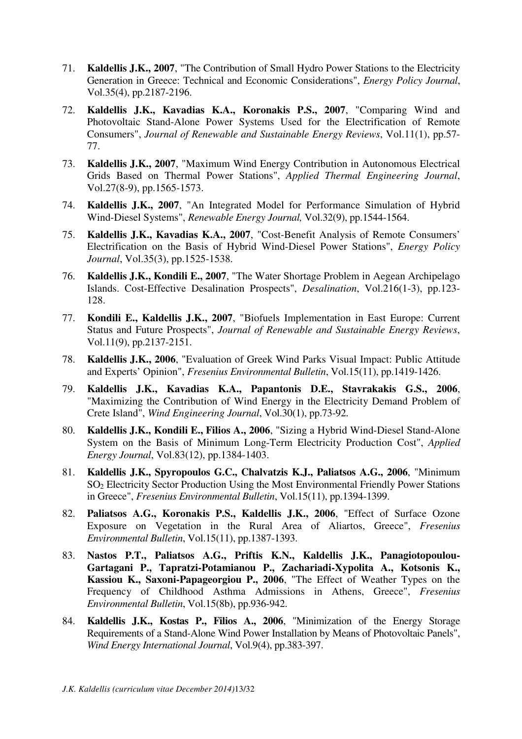71. **Kaldellis J.K., 2007**, "The Contribution of Small Hydro Power Stations to the Electricity Generation in Greece: Technical and Economic Considerations", *Energy Policy Journal*, Vol.35(4), pp.2187-2196.

72. **Kaldellis J.K., Kavadias K.A., Koronakis P.S., 2007**, "Comparing Wind and Photovoltaic Stand-Alone Power Systems Used for the Electrification of Remote Consumers", *Journal of Renewable and Sustainable Energy Reviews*, Vol.11(1), pp.57-77.

73. **Kaldellis J.K., 2007**, "Maximum Wind Energy Contribution in Autonomous Electrical Grids Based on Thermal Power Stations", *Applied Thermal Engineering Journal*, Vol.27(8-9), pp.1565-1573.

74. **Kaldellis J.K., 2007**, "An Integrated Model for Performance Simulation of Hybrid Wind-Diesel Systems", *Renewable Energy Journal,* Vol.32(9), pp.1544-1564.

75. **Kaldellis J.K., Kavadias K.A., 2007**, "Cost-Benefit Analysis of Remote Consumers' Electrification on the Basis of Hybrid Wind-Diesel Power Stations", *Energy Policy Journal*, Vol.35(3), pp.1525-1538.

76. **Kaldellis J.K., Kondili E., 2007**, "The Water Shortage Problem in Aegean Archipelago Islands. Cost-Effective Desalination Prospects", *Desalination*, Vol.216(1-3), pp.123-128.

77. **Kondili E., Kaldellis J.K., 2007**, "Biofuels Implementation in East Europe: Current Status and Future Prospects", *Journal of Renewable and Sustainable Energy Reviews*, Vol.11(9), pp.2137-2151.

78. **Kaldellis J.K., 2006**, "Evaluation of Greek Wind Parks Visual Impact: Public Attitude and Experts' Opinion", *Fresenius Environmental Bulletin*, Vol.15(11), pp.1419-1426.

79. **Kaldellis J.K., Kavadias K.A., Papantonis D.E., Stavrakakis G.S., 2006**, "Maximizing the Contribution of Wind Energy in the Electricity Demand Problem of Crete Island", *Wind Engineering Journal*, Vol.30(1), pp.73-92.

80. **Kaldellis J.K., Kondili E., Filios A., 2006**, "Sizing a Hybrid Wind-Diesel Stand-Alone System on the Basis of Minimum Long-Term Electricity Production Cost", *Applied Energy Journal*, Vol.83(12), pp.1384-1403.

81. **Kaldellis J.K., Spyropoulos G.C., Chalvatzis K.J., Paliatsos A.G., 2006**, "Minimum $SO_2$ Electricity Sector Production Using the Most Environmental Friendly Power Stations in Greece", *Fresenius Environmental Bulletin*, Vol.15(11), pp.1394-1399.

82. **Paliatsos A.G., Koronakis P.S., Kaldellis J.K., 2006**, "Effect of Surface Ozone Exposure on Vegetation in the Rural Area of Aliartos, Greece", *Fresenius Environmental Bulletin*, Vol.15(11), pp.1387-1393.

83. **Nastos P.T., Paliatsos A.G., Priftis K.N., Kaldellis J.K., Panagiotopoulou-Gartagani P., Tapratzi-Potamianou P., Zachariadi-Xypolita A., Kotsonis K., Kassiou K., Saxoni-Papageorgiou P., 2006**, "The Effect of Weather Types on the Frequency of Childhood Asthma Admissions in Athens, Greece", *Fresenius Environmental Bulletin*, Vol.15(8b), pp.936-942.

84. **Kaldellis J.K., Kostas P., Filios A., 2006**, "Minimization of the Energy Storage Requirements of a Stand-Alone Wind Power Installation by Means of Photovoltaic Panels", *Wind Energy International Journal*, Vol.9(4), pp.383-397.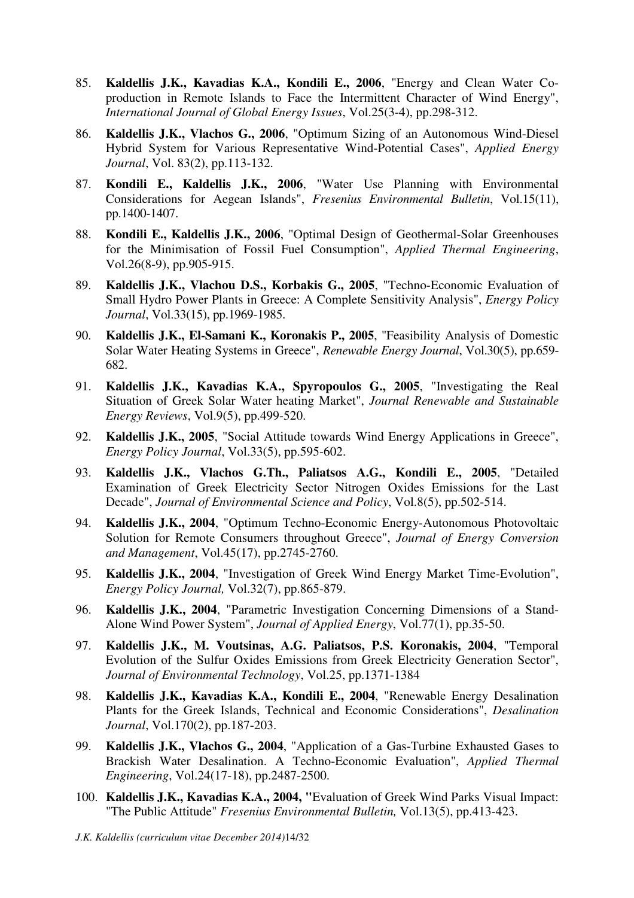85. **Kaldellis J.K., Kavadias K.A., Kondili E., 2006**, "Energy and Clean Water Co-production in Remote Islands to Face the Intermittent Character of Wind Energy", *International Journal of Global Energy Issues*, Vol.25(3-4), pp.298-312.

86. **Kaldellis J.K., Vlachos G., 2006**, "Optimum Sizing of an Autonomous Wind-Diesel Hybrid System for Various Representative Wind-Potential Cases", *Applied Energy Journal*, Vol. 83(2), pp.113-132.

87. **Kondili E., Kaldellis J.K., 2006**, "Water Use Planning with Environmental Considerations for Aegean Islands", *Fresenius Environmental Bulletin*, Vol.15(11), pp.1400-1407.

88. **Kondili E., Kaldellis J.K., 2006**, "Optimal Design of Geothermal-Solar Greenhouses for the Minimisation of Fossil Fuel Consumption", *Applied Thermal Engineering*, Vol.26(8-9), pp.905-915.

89. **Kaldellis J.K., Vlachou D.S., Korbakis G., 2005**, "Techno-Economic Evaluation of Small Hydro Power Plants in Greece: A Complete Sensitivity Analysis", *Energy Policy Journal*, Vol.33(15), pp.1969-1985.

90. **Kaldellis J.K., El-Samani K., Koronakis P., 2005**, "Feasibility Analysis of Domestic Solar Water Heating Systems in Greece", *Renewable Energy Journal*, Vol.30(5), pp.659-682.

91. **Kaldellis J.K., Kavadias K.A., Spyropoulos G., 2005**, "Investigating the Real Situation of Greek Solar Water heating Market", *Journal Renewable and Sustainable Energy Reviews*, Vol.9(5), pp.499-520.

92. **Kaldellis J.K., 2005**, "Social Attitude towards Wind Energy Applications in Greece", *Energy Policy Journal*, Vol.33(5), pp.595-602.

93. **Kaldellis J.K., Vlachos G.Th., Paliatsos A.G., Kondili E., 2005**, "Detailed Examination of Greek Electricity Sector Nitrogen Oxides Emissions for the Last Decade", *Journal of Environmental Science and Policy*, Vol.8(5), pp.502-514.

94. **Kaldellis J.K., 2004**, "Optimum Techno-Economic Energy-Autonomous Photovoltaic Solution for Remote Consumers throughout Greece", *Journal of Energy Conversion and Management*, Vol.45(17), pp.2745-2760.

95. **Kaldellis J.K., 2004**, "Investigation of Greek Wind Energy Market Time-Evolution", *Energy Policy Journal,* Vol.32(7), pp.865-879.

96. **Kaldellis J.K., 2004**, "Parametric Investigation Concerning Dimensions of a Stand-Alone Wind Power System", *Journal of Applied Energy*, Vol.77(1), pp.35-50.

97. **Kaldellis J.K., M. Voutsinas, A.G. Paliatsos, P.S. Koronakis, 2004**, "Temporal Evolution of the Sulfur Oxides Emissions from Greek Electricity Generation Sector", *Journal of Environmental Technology*, Vol.25, pp.1371-1384

98. **Kaldellis J.K., Kavadias K.A., Kondili E., 2004**, "Renewable Energy Desalination Plants for the Greek Islands, Technical and Economic Considerations", *Desalination Journal*, Vol.170(2), pp.187-203.

99. **Kaldellis J.K., Vlachos G., 2004**, "Application of a Gas-Turbine Exhausted Gases to Brackish Water Desalination. A Techno-Economic Evaluation", *Applied Thermal Engineering*, Vol.24(17-18), pp.2487-2500.

100. **Kaldellis J.K., Kavadias K.A., 2004, "**Evaluation of Greek Wind Parks Visual Impact: "The Public Attitude" *Fresenius Environmental Bulletin,* Vol.13(5), pp.413-423.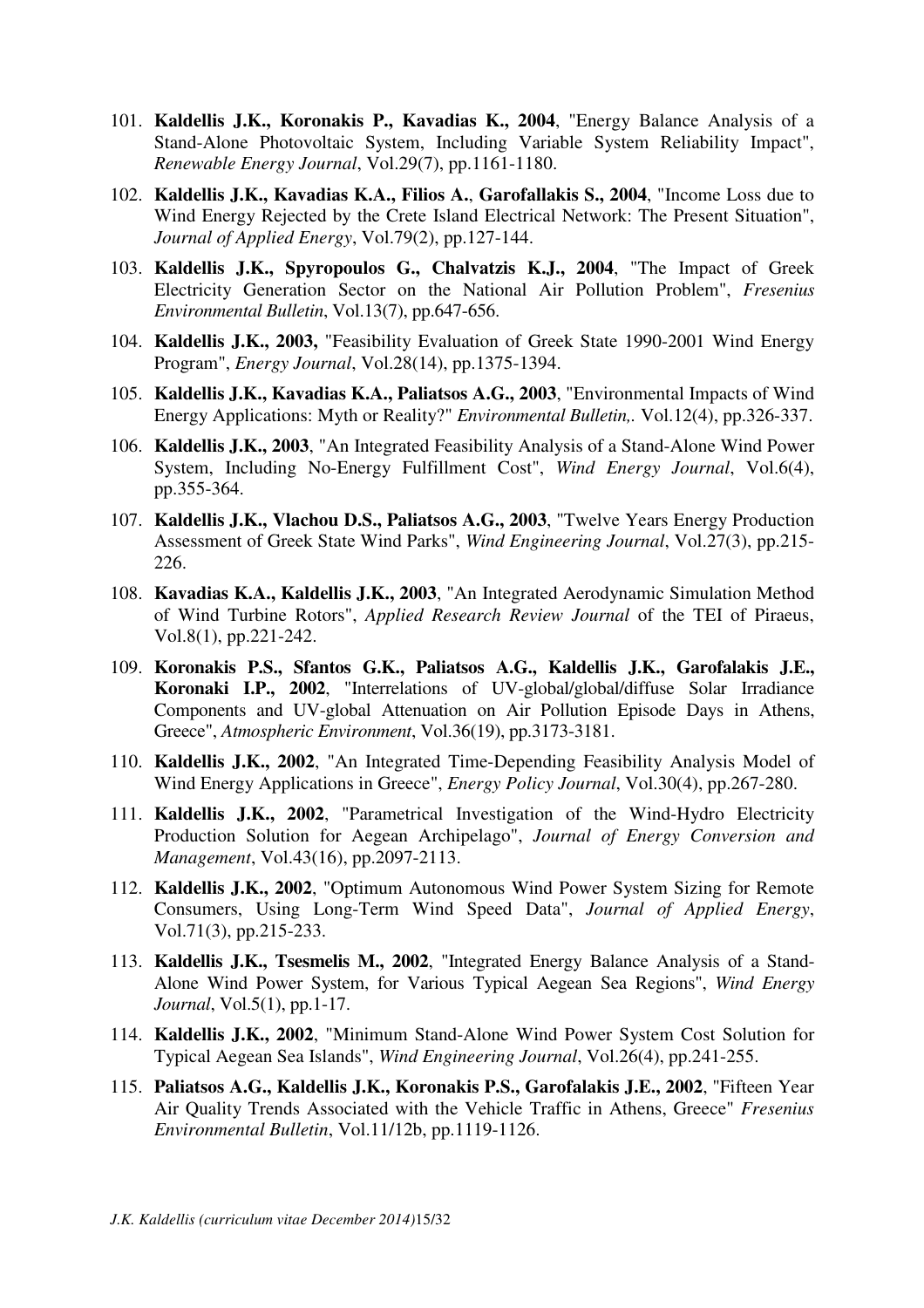101. **Kaldellis J.K., Koronakis P., Kavadias K., 2004**, "Energy Balance Analysis of a Stand-Alone Photovoltaic System, Including Variable System Reliability Impact", *Renewable Energy Journal*, Vol.29(7), pp.1161-1180.

102. **Kaldellis J.K., Kavadias K.A., Filios A.**, **Garofallakis S., 2004**, "Income Loss due to Wind Energy Rejected by the Crete Island Electrical Network: The Present Situation", *Journal of Applied Energy*, Vol.79(2), pp.127-144.

103. **Kaldellis J.K., Spyropoulos G., Chalvatzis K.J., 2004**, "The Impact of Greek Electricity Generation Sector on the National Air Pollution Problem", *Fresenius Environmental Bulletin*, Vol.13(7), pp.647-656.

104. **Kaldellis J.K., 2003,** "Feasibility Evaluation of Greek State 1990-2001 Wind Energy Program", *Energy Journal*, Vol.28(14), pp.1375-1394.

105. **Kaldellis J.K., Kavadias K.A., Paliatsos A.G., 2003**, "Environmental Impacts of Wind Energy Applications: Myth or Reality?" *Environmental Bulletin,.* Vol.12(4), pp.326-337.

106. **Kaldellis J.K., 2003**, "An Integrated Feasibility Analysis of a Stand-Alone Wind Power System, Including No-Energy Fulfillment Cost", *Wind Energy Journal*, Vol.6(4), pp.355-364.

107. **Kaldellis J.K., Vlachou D.S., Paliatsos A.G., 2003**, "Twelve Years Energy Production Assessment of Greek State Wind Parks", *Wind Engineering Journal*, Vol.27(3), pp.215-226.

108. **Kavadias K.A., Kaldellis J.K., 2003**, "An Integrated Aerodynamic Simulation Method of Wind Turbine Rotors", *Applied Research Review Journal* of the TEI of Piraeus, Vol.8(1), pp.221-242.

109. **Koronakis P.S., Sfantos G.K., Paliatsos A.G., Kaldellis J.K., Garofalakis J.E., Koronaki I.P., 2002**, "Interrelations of UV-global/global/diffuse Solar Irradiance Components and UV-global Attenuation on Air Pollution Episode Days in Athens, Greece", *Atmospheric Environment*, Vol.36(19), pp.3173-3181.

110. **Kaldellis J.K., 2002**, "An Integrated Time-Depending Feasibility Analysis Model of Wind Energy Applications in Greece", *Energy Policy Journal*, Vol.30(4), pp.267-280.

111. **Kaldellis J.K., 2002**, "Parametrical Investigation of the Wind-Hydro Electricity Production Solution for Aegean Archipelago", *Journal of Energy Conversion and Management*, Vol.43(16), pp.2097-2113.

112. **Kaldellis J.K., 2002**, "Optimum Autonomous Wind Power System Sizing for Remote Consumers, Using Long-Term Wind Speed Data", *Journal of Applied Energy*, Vol.71(3), pp.215-233.

113. **Kaldellis J.K., Tsesmelis M., 2002**, "Integrated Energy Balance Analysis of a Stand-Alone Wind Power System, for Various Typical Aegean Sea Regions", *Wind Energy Journal*, Vol.5(1), pp.1-17.

114. **Kaldellis J.K., 2002**, "Minimum Stand-Alone Wind Power System Cost Solution for Typical Aegean Sea Islands", *Wind Engineering Journal*, Vol.26(4), pp.241-255.

115. **Paliatsos A.G., Kaldellis J.K., Koronakis P.S., Garofalakis J.E., 2002**, "Fifteen Year Air Quality Trends Associated with the Vehicle Traffic in Athens, Greece" *Fresenius Environmental Bulletin*, Vol.11/12b, pp.1119-1126.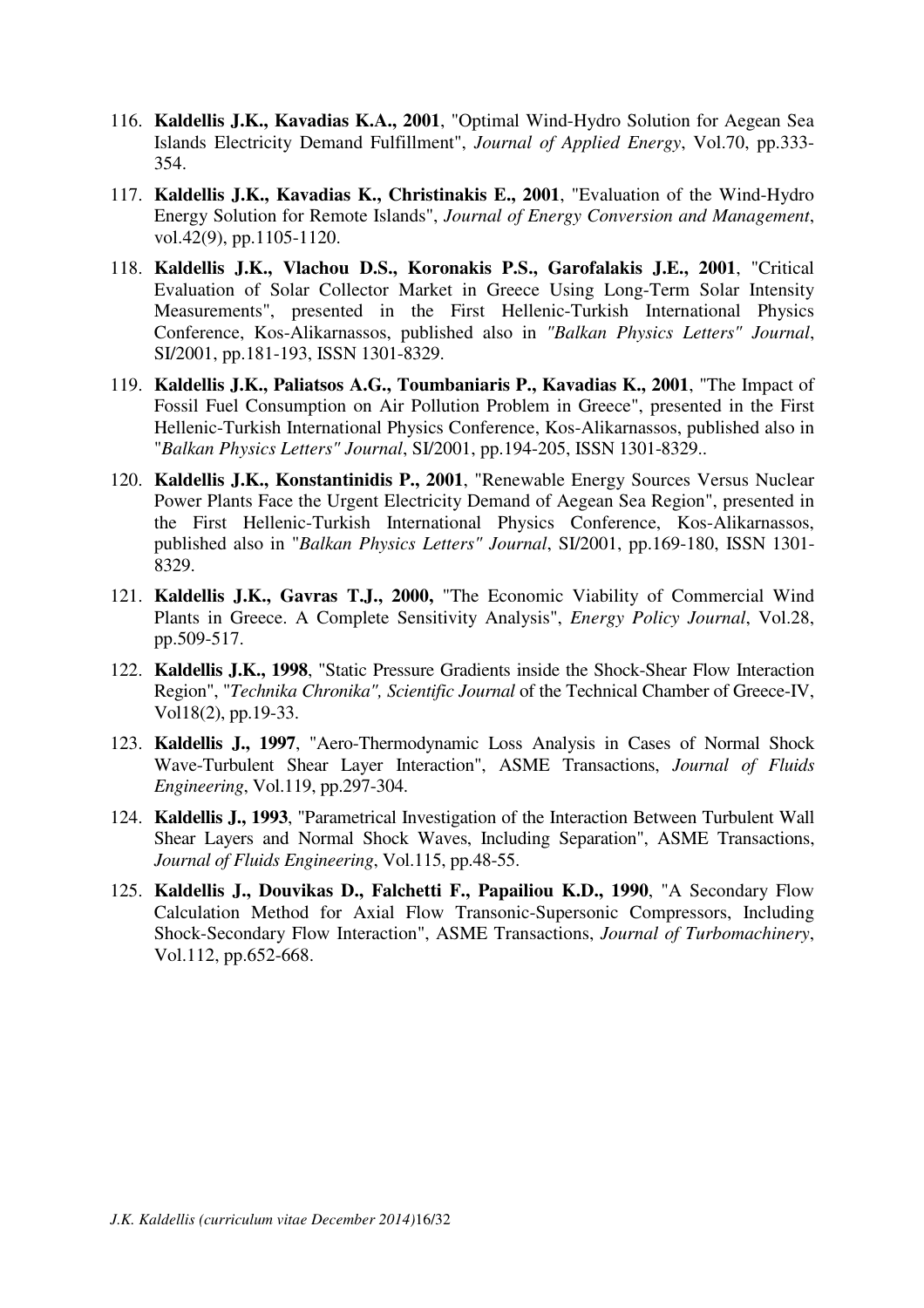116. **Kaldellis J.K., Kavadias K.A., 2001**, "Optimal Wind-Hydro Solution for Aegean Sea Islands Electricity Demand Fulfillment", *Journal of Applied Energy*, Vol.70, pp.333-354.
117. **Kaldellis J.K., Kavadias K., Christinakis E., 2001**, "Evaluation of the Wind-Hydro Energy Solution for Remote Islands", *Journal of Energy Conversion and Management*, vol.42(9), pp.1105-1120.
118. **Kaldellis J.K., Vlachou D.S., Koronakis P.S., Garofalakis J.E., 2001**, "Critical Evaluation of Solar Collector Market in Greece Using Long-Term Solar Intensity Measurements", presented in the First Hellenic-Turkish International Physics Conference, Kos-Alikarnassos, published also in *"Balkan Physics Letters" Journal*, SI/2001, pp.181-193, ISSN 1301-8329.
119. **Kaldellis J.K., Paliatsos A.G., Toumbaniaris P., Kavadias K., 2001**, "The Impact of Fossil Fuel Consumption on Air Pollution Problem in Greece", presented in the First Hellenic-Turkish International Physics Conference, Kos-Alikarnassos, published also in "*Balkan Physics Letters" Journal*, SI/2001, pp.194-205, ISSN 1301-8329..
120. **Kaldellis J.K., Konstantinidis P., 2001**, "Renewable Energy Sources Versus Nuclear Power Plants Face the Urgent Electricity Demand of Aegean Sea Region", presented in the First Hellenic-Turkish International Physics Conference, Kos-Alikarnassos, published also in "*Balkan Physics Letters" Journal*, SI/2001, pp.169-180, ISSN 1301-8329.
121. **Kaldellis J.K., Gavras T.J., 2000,** "The Economic Viability of Commercial Wind Plants in Greece. A Complete Sensitivity Analysis", *Energy Policy Journal*, Vol.28, pp.509-517.
122. **Kaldellis J.K., 1998**, "Static Pressure Gradients inside the Shock-Shear Flow Interaction Region", "*Technika Chronika", Scientific Journal* of the Technical Chamber of Greece-IV, Vol18(2), pp.19-33.
123. **Kaldellis J., 1997**, "Aero-Thermodynamic Loss Analysis in Cases of Normal Shock Wave-Turbulent Shear Layer Interaction", ASME Transactions, *Journal of Fluids Engineering*, Vol.119, pp.297-304.
124. **Kaldellis J., 1993**, "Parametrical Investigation of the Interaction Between Turbulent Wall Shear Layers and Normal Shock Waves, Including Separation", ASME Transactions, *Journal of Fluids Engineering*, Vol.115, pp.48-55.
125. **Kaldellis J., Douvikas D., Falchetti F., Papailiou K.D., 1990**, "A Secondary Flow Calculation Method for Axial Flow Transonic-Supersonic Compressors, Including Shock-Secondary Flow Interaction", ASME Transactions, *Journal of Turbomachinery*, Vol.112, pp.652-668.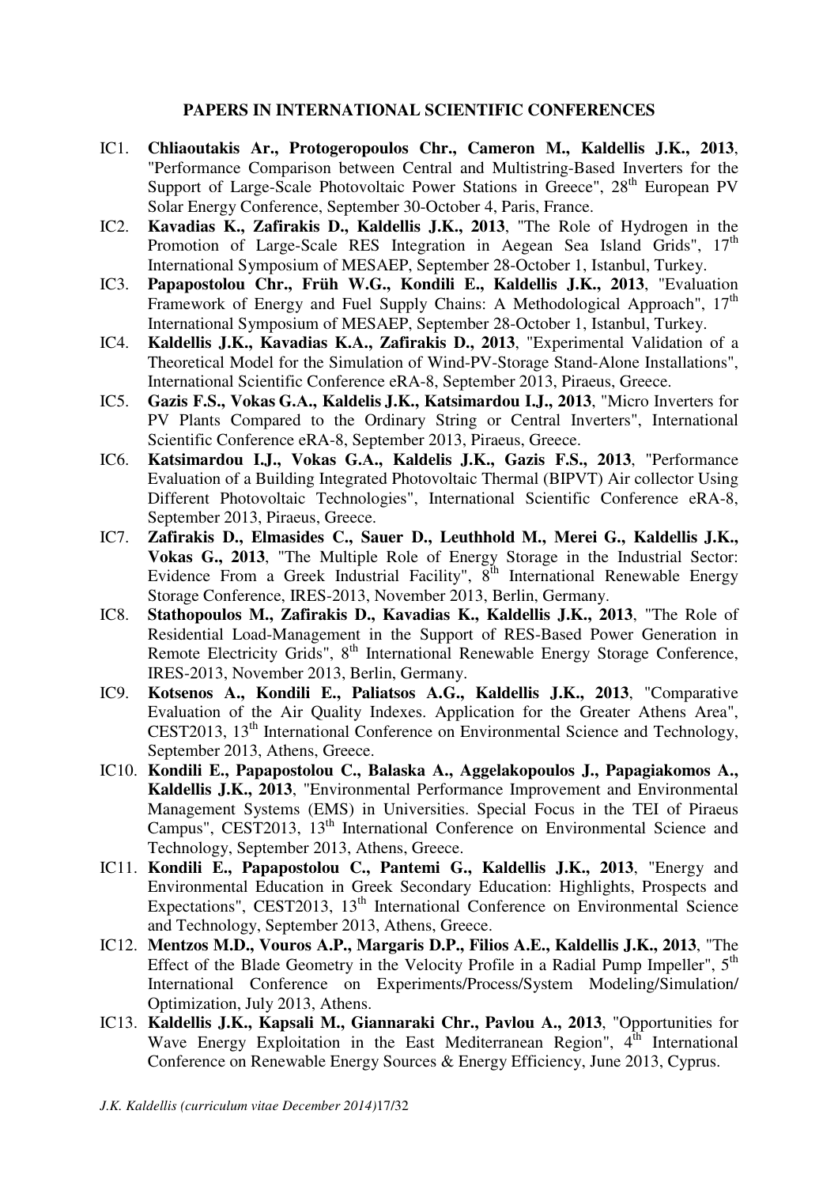**PAPERS IN INTERNATIONAL SCIENTIFIC CONFERENCES**

IC1. **Chliaoutakis Ar., Protogeropoulos Chr., Cameron M., Kaldellis J.K., 2013**, "Performance Comparison between Central and Multistring-Based Inverters for the Support of Large-Scale Photovoltaic Power Stations in Greece", 28th European PV Solar Energy Conference, September 30-October 4, Paris, France.

IC2. **Kavadias K., Zafirakis D., Kaldellis J.K., 2013**, "The Role of Hydrogen in the Promotion of Large-Scale RES Integration in Aegean Sea Island Grids", 17th International Symposium of MESAEP, September 28-October 1, Istanbul, Turkey.

IC3. **Papapostolou Chr., Früh W.G., Kondili E., Kaldellis J.K., 2013**, "Evaluation Framework of Energy and Fuel Supply Chains: A Methodological Approach", 17th International Symposium of MESAEP, September 28-October 1, Istanbul, Turkey.

IC4. **Kaldellis J.K., Kavadias K.A., Zafirakis D., 2013**, "Experimental Validation of a Theoretical Model for the Simulation of Wind-PV-Storage Stand-Alone Installations", International Scientific Conference eRA-8, September 2013, Piraeus, Greece.

IC5. **Gazis F.S., Vokas G.A., Kaldelis J.K., Katsimardou I.J., 2013**, "Micro Inverters for PV Plants Compared to the Ordinary String or Central Inverters", International Scientific Conference eRA-8, September 2013, Piraeus, Greece.

IC6. **Katsimardou I.J., Vokas G.A., Kaldelis J.K., Gazis F.S., 2013**, "Performance Evaluation of a Building Integrated Photovoltaic Thermal (BIPVT) Air collector Using Different Photovoltaic Technologies", International Scientific Conference eRA-8, September 2013, Piraeus, Greece.

IC7. **Zafirakis D., Elmasides C., Sauer D., Leuthhold M., Merei G., Kaldellis J.K., Vokas G., 2013**, "The Multiple Role of Energy Storage in the Industrial Sector: Evidence From a Greek Industrial Facility", 8th International Renewable Energy Storage Conference, IRES-2013, November 2013, Berlin, Germany.

IC8. **Stathopoulos M., Zafirakis D., Kavadias K., Kaldellis J.K., 2013**, "The Role of Residential Load-Management in the Support of RES-Based Power Generation in Remote Electricity Grids", 8th International Renewable Energy Storage Conference, IRES-2013, November 2013, Berlin, Germany.

IC9. **Kotsenos A., Kondili E., Paliatsos A.G., Kaldellis J.K., 2013**, "Comparative Evaluation of the Air Quality Indexes. Application for the Greater Athens Area", CEST2013, 13th International Conference on Environmental Science and Technology, September 2013, Athens, Greece.

IC10. **Kondili E., Papapostolou C., Balaska A., Aggelakopoulos J., Papagiakomos A., Kaldellis J.K., 2013**, "Environmental Performance Improvement and Environmental Management Systems (EMS) in Universities. Special Focus in the TEI of Piraeus Campus", CEST2013, 13th International Conference on Environmental Science and Technology, September 2013, Athens, Greece.

IC11. **Kondili E., Papapostolou C., Pantemi G., Kaldellis J.K., 2013**, "Energy and Environmental Education in Greek Secondary Education: Highlights, Prospects and Expectations", CEST2013, 13th International Conference on Environmental Science and Technology, September 2013, Athens, Greece.

IC12. **Mentzos M.D., Vouros A.P., Margaris D.P., Filios A.E., Kaldellis J.K., 2013**, "The Effect of the Blade Geometry in the Velocity Profile in a Radial Pump Impeller", 5th International Conference on Experiments/Process/System Modeling/Simulation/ Optimization, July 2013, Athens.

IC13. **Kaldellis J.K., Kapsali M., Giannaraki Chr., Pavlou A., 2013**, "Opportunities for Wave Energy Exploitation in the East Mediterranean Region", 4th International Conference on Renewable Energy Sources & Energy Efficiency, June 2013, Cyprus.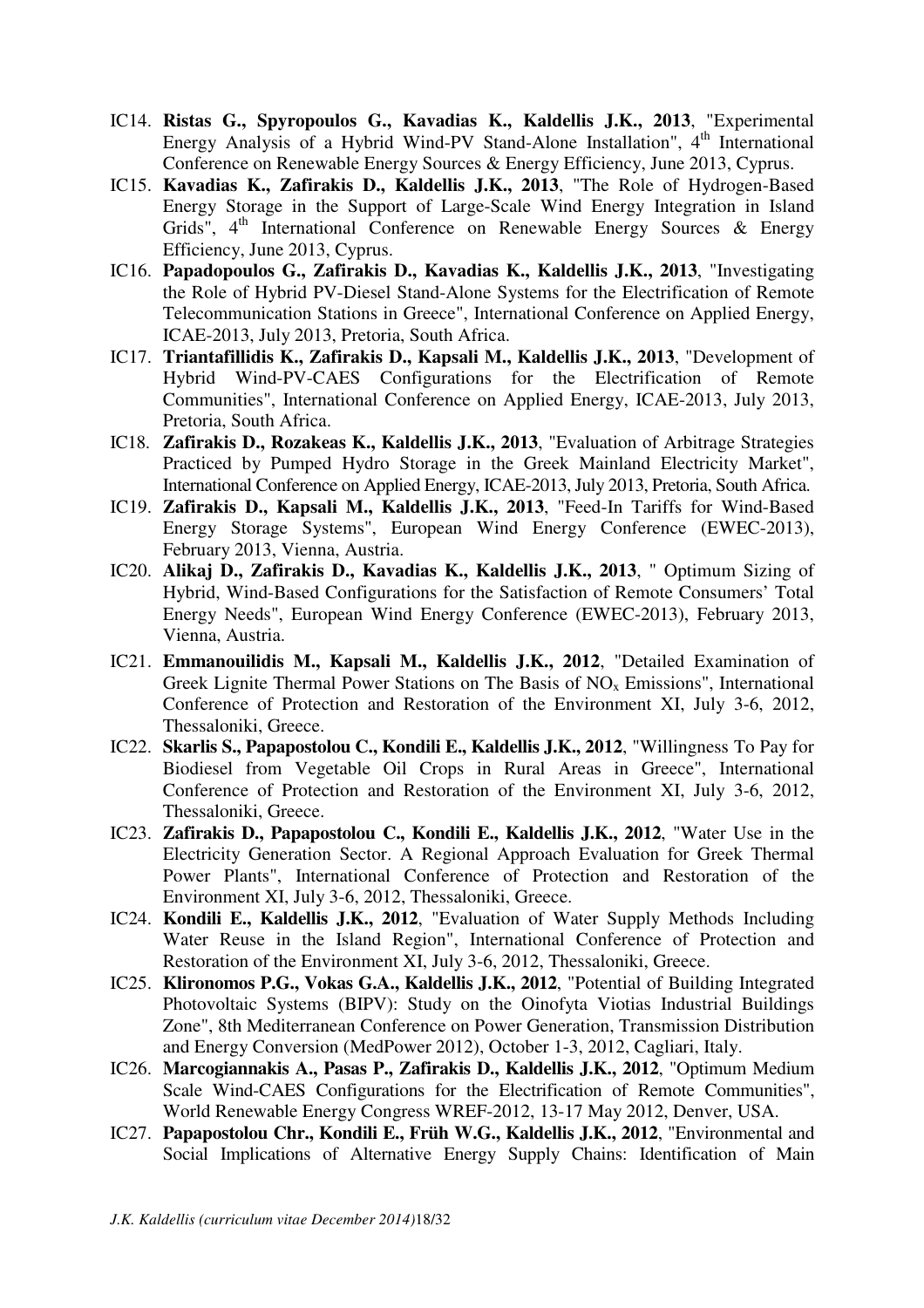IC14. **Ristas G., Spyropoulos G., Kavadias K., Kaldellis J.K., 2013**, "Experimental Energy Analysis of a Hybrid Wind-PV Stand-Alone Installation", 4th International Conference on Renewable Energy Sources & Energy Efficiency, June 2013, Cyprus.

IC15. **Kavadias K., Zafirakis D., Kaldellis J.K., 2013**, "The Role of Hydrogen-Based Energy Storage in the Support of Large-Scale Wind Energy Integration in Island Grids", 4th International Conference on Renewable Energy Sources & Energy Efficiency, June 2013, Cyprus.

IC16. **Papadopoulos G., Zafirakis D., Kavadias K., Kaldellis J.K., 2013**, "Investigating the Role of Hybrid PV-Diesel Stand-Alone Systems for the Electrification of Remote Telecommunication Stations in Greece", International Conference on Applied Energy, ICAE-2013, July 2013, Pretoria, South Africa.

IC17. **Triantafillidis K., Zafirakis D., Kapsali M., Kaldellis J.K., 2013**, "Development of Hybrid Wind-PV-CAES Configurations for the Electrification of Remote Communities", International Conference on Applied Energy, ICAE-2013, July 2013, Pretoria, South Africa.

IC18. **Zafirakis D., Rozakeas K., Kaldellis J.K., 2013**, "Evaluation of Arbitrage Strategies Practiced by Pumped Hydro Storage in the Greek Mainland Electricity Market", International Conference on Applied Energy, ICAE-2013, July 2013, Pretoria, South Africa.

IC19. **Zafirakis D., Kapsali M., Kaldellis J.K., 2013**, "Feed-In Tariffs for Wind-Based Energy Storage Systems", European Wind Energy Conference (EWEC-2013), February 2013, Vienna, Austria.

IC20. **Alikaj D., Zafirakis D., Kavadias K., Kaldellis J.K., 2013**, " Optimum Sizing of Hybrid, Wind-Based Configurations for the Satisfaction of Remote Consumers' Total Energy Needs", European Wind Energy Conference (EWEC-2013), February 2013, Vienna, Austria.

IC21. **Emmanouilidis M., Kapsali M., Kaldellis J.K., 2012**, "Detailed Examination of Greek Lignite Thermal Power Stations on The Basis of $NO_x$ Emissions", International Conference of Protection and Restoration of the Environment XI, July 3-6, 2012, Thessaloniki, Greece.

IC22. **Skarlis S., Papapostolou C., Kondili E., Kaldellis J.K., 2012**, "Willingness To Pay for Biodiesel from Vegetable Oil Crops in Rural Areas in Greece", International Conference of Protection and Restoration of the Environment XI, July 3-6, 2012, Thessaloniki, Greece.

IC23. **Zafirakis D., Papapostolou C., Kondili E., Kaldellis J.K., 2012**, "Water Use in the Electricity Generation Sector. A Regional Approach Evaluation for Greek Thermal Power Plants", International Conference of Protection and Restoration of the Environment XI, July 3-6, 2012, Thessaloniki, Greece.

IC24. **Kondili E., Kaldellis J.K., 2012**, "Evaluation of Water Supply Methods Including Water Reuse in the Island Region", International Conference of Protection and Restoration of the Environment XI, July 3-6, 2012, Thessaloniki, Greece.

IC25. **Klironomos P.G., Vokas G.A., Kaldellis J.K., 2012**, "Potential of Building Integrated Photovoltaic Systems (BIPV): Study on the Oinofyta Viotias Industrial Buildings Zone", 8th Mediterranean Conference on Power Generation, Transmission Distribution and Energy Conversion (MedPower 2012), October 1-3, 2012, Cagliari, Italy.

IC26. **Marcogiannakis A., Pasas P., Zafirakis D., Kaldellis J.K., 2012**, "Optimum Medium Scale Wind-CAES Configurations for the Electrification of Remote Communities", World Renewable Energy Congress WREF-2012, 13-17 May 2012, Denver, USA.

IC27. **Papapostolou Chr., Kondili E., Früh W.G., Kaldellis J.K., 2012**, "Environmental and Social Implications of Alternative Energy Supply Chains: Identification of Main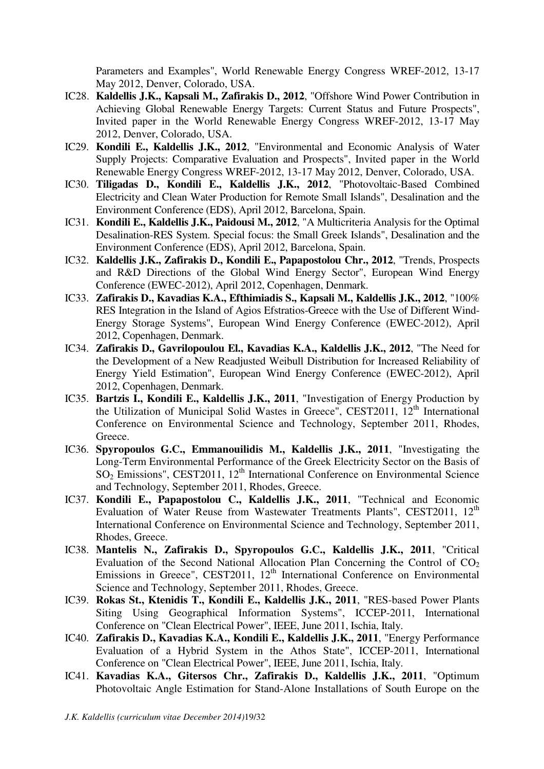Parameters and Examples", World Renewable Energy Congress WREF-2012, 13-17 May 2012, Denver, Colorado, USA.

- IC28. **Kaldellis J.K., Kapsali M., Zafirakis D., 2012**, "Offshore Wind Power Contribution in Achieving Global Renewable Energy Targets: Current Status and Future Prospects", Invited paper in the World Renewable Energy Congress WREF-2012, 13-17 May 2012, Denver, Colorado, USA.
- IC29. **Kondili E., Kaldellis J.K., 2012**, "Environmental and Economic Analysis of Water Supply Projects: Comparative Evaluation and Prospects", Invited paper in the World Renewable Energy Congress WREF-2012, 13-17 May 2012, Denver, Colorado, USA.
- IC30. **Tiligadas D., Kondili E., Kaldellis J.K., 2012**, "Photovoltaic-Based Combined Electricity and Clean Water Production for Remote Small Islands", Desalination and the Environment Conference (EDS), April 2012, Barcelona, Spain.
- IC31. **Kondili E., Kaldellis J.K., Paidousi M., 2012**, "A Multicriteria Analysis for the Optimal Desalination-RES System. Special focus: the Small Greek Islands", Desalination and the Environment Conference (EDS), April 2012, Barcelona, Spain.
- IC32. **Kaldellis J.K., Zafirakis D., Kondili E., Papapostolou Chr., 2012**, "Trends, Prospects and R&D Directions of the Global Wind Energy Sector", European Wind Energy Conference (EWEC-2012), April 2012, Copenhagen, Denmark.
- IC33. **Zafirakis D., Kavadias K.A., Efthimiadis S., Kapsali M., Kaldellis J.K., 2012**, "100% RES Integration in the Island of Agios Efstratios-Greece with the Use of Different Wind-Energy Storage Systems", European Wind Energy Conference (EWEC-2012), April 2012, Copenhagen, Denmark.
- IC34. **Zafirakis D., Gavrilopoulou El., Kavadias K.A., Kaldellis J.K., 2012**, "The Need for the Development of a New Readjusted Weibull Distribution for Increased Reliability of Energy Yield Estimation", European Wind Energy Conference (EWEC-2012), April 2012, Copenhagen, Denmark.
- IC35. **Bartzis I., Kondili E., Kaldellis J.K., 2011**, "Investigation of Energy Production by the Utilization of Municipal Solid Wastes in Greece", CEST2011, 12th International Conference on Environmental Science and Technology, September 2011, Rhodes, Greece.
- IC36. **Spyropoulos G.C., Emmanouilidis M., Kaldellis J.K., 2011**, "Investigating the Long-Term Environmental Performance of the Greek Electricity Sector on the Basis of $SO_2$ Emissions", CEST2011, 12th International Conference on Environmental Science and Technology, September 2011, Rhodes, Greece.
- IC37. **Kondili E., Papapostolou C., Kaldellis J.K., 2011**, "Technical and Economic Evaluation of Water Reuse from Wastewater Treatments Plants", CEST2011, 12th International Conference on Environmental Science and Technology, September 2011, Rhodes, Greece.
- IC38. **Mantelis N., Zafirakis D., Spyropoulos G.C., Kaldellis J.K., 2011**, "Critical Evaluation of the Second National Allocation Plan Concerning the Control of $CO_2$ Emissions in Greece", CEST2011, 12th International Conference on Environmental Science and Technology, September 2011, Rhodes, Greece.
- IC39. **Rokas St., Ktenidis T., Kondili E., Kaldellis J.K., 2011**, "RES-based Power Plants Siting Using Geographical Information Systems", ICCEP-2011, International Conference on "Clean Electrical Power", IEEE, June 2011, Ischia, Italy.
- IC40. **Zafirakis D., Kavadias K.A., Kondili E., Kaldellis J.K., 2011**, "Energy Performance Evaluation of a Hybrid System in the Athos State", ICCEP-2011, International Conference on "Clean Electrical Power", IEEE, June 2011, Ischia, Italy.
- IC41. **Kavadias K.A., Gitersos Chr., Zafirakis D., Kaldellis J.K., 2011**, "Optimum Photovoltaic Angle Estimation for Stand-Alone Installations of South Europe on the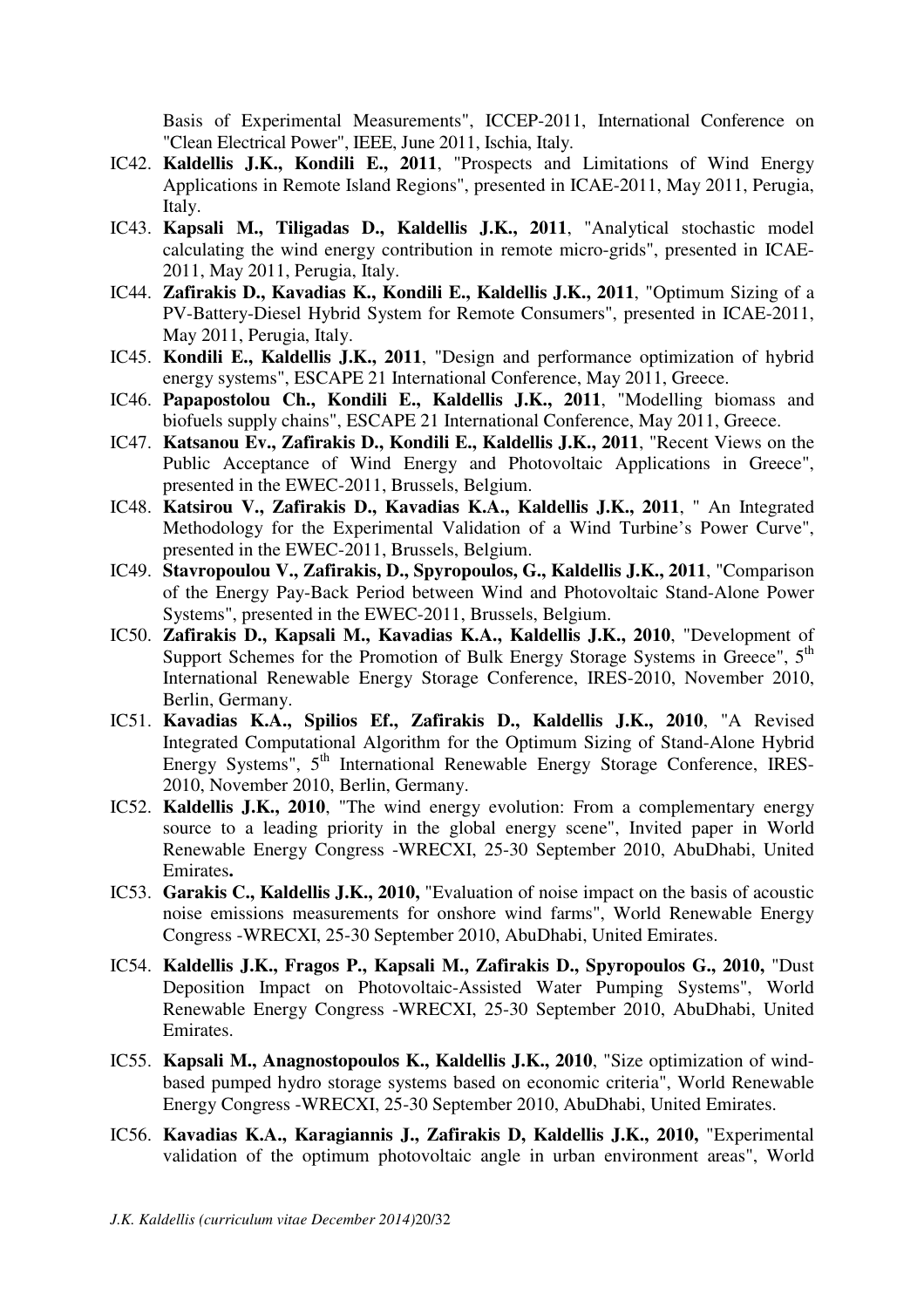Basis of Experimental Measurements", ICCEP-2011, International Conference on "Clean Electrical Power", IEEE, June 2011, Ischia, Italy.

IC42. **Kaldellis J.K., Kondili E., 2011**, "Prospects and Limitations of Wind Energy Applications in Remote Island Regions", presented in ICAE-2011, May 2011, Perugia, Italy.

IC43. **Kapsali M., Tiligadas D., Kaldellis J.K., 2011**, "Analytical stochastic model calculating the wind energy contribution in remote micro-grids", presented in ICAE-2011, May 2011, Perugia, Italy.

IC44. **Zafirakis D., Kavadias K., Kondili E., Kaldellis J.K., 2011**, "Optimum Sizing of a PV-Battery-Diesel Hybrid System for Remote Consumers", presented in ICAE-2011, May 2011, Perugia, Italy.

IC45. **Kondili E., Kaldellis J.K., 2011**, "Design and performance optimization of hybrid energy systems", ESCAPE 21 International Conference, May 2011, Greece.

IC46. **Papapostolou Ch., Kondili E., Kaldellis J.K., 2011**, "Modelling biomass and biofuels supply chains", ESCAPE 21 International Conference, May 2011, Greece.

IC47. **Katsanou Ev., Zafirakis D., Kondili E., Kaldellis J.K., 2011**, "Recent Views on the Public Acceptance of Wind Energy and Photovoltaic Applications in Greece", presented in the EWEC-2011, Brussels, Belgium.

IC48. **Katsirou V., Zafirakis D., Kavadias K.A., Kaldellis J.K., 2011**, " An Integrated Methodology for the Experimental Validation of a Wind Turbine's Power Curve", presented in the EWEC-2011, Brussels, Belgium.

IC49. **Stavropoulou V., Zafirakis, D., Spyropoulos, G., Kaldellis J.K., 2011**, "Comparison of the Energy Pay-Back Period between Wind and Photovoltaic Stand-Alone Power Systems", presented in the EWEC-2011, Brussels, Belgium.

IC50. **Zafirakis D., Kapsali M., Kavadias K.A., Kaldellis J.K., 2010**, "Development of Support Schemes for the Promotion of Bulk Energy Storage Systems in Greece", 5[th] International Renewable Energy Storage Conference, IRES-2010, November 2010, Berlin, Germany.

IC51. **Kavadias K.A., Spilios Ef., Zafirakis D., Kaldellis J.K., 2010**, "A Revised Integrated Computational Algorithm for the Optimum Sizing of Stand-Alone Hybrid Energy Systems", 5[th] International Renewable Energy Storage Conference, IRES-2010, November 2010, Berlin, Germany.

IC52. **Kaldellis J.K., 2010**, "The wind energy evolution: From a complementary energy source to a leading priority in the global energy scene", Invited paper in World Renewable Energy Congress -WRECXI, 25-30 September 2010, AbuDhabi, United Emirates**.**

IC53. **Garakis C., Kaldellis J.K., 2010,** "Evaluation of noise impact on the basis of acoustic noise emissions measurements for onshore wind farms", World Renewable Energy Congress -WRECXI, 25-30 September 2010, AbuDhabi, United Emirates.

IC54. **Kaldellis J.K., Fragos P., Kapsali M., Zafirakis D., Spyropoulos G., 2010,** "Dust Deposition Impact on Photovoltaic-Assisted Water Pumping Systems", World Renewable Energy Congress -WRECXI, 25-30 September 2010, AbuDhabi, United Emirates.

IC55. **Kapsali M., Anagnostopoulos K., Kaldellis J.K., 2010**, "Size optimization of wind-based pumped hydro storage systems based on economic criteria", World Renewable Energy Congress -WRECXI, 25-30 September 2010, AbuDhabi, United Emirates.

IC56. **Kavadias K.A., Karagiannis J., Zafirakis D, Kaldellis J.K., 2010,** "Experimental validation of the optimum photovoltaic angle in urban environment areas", World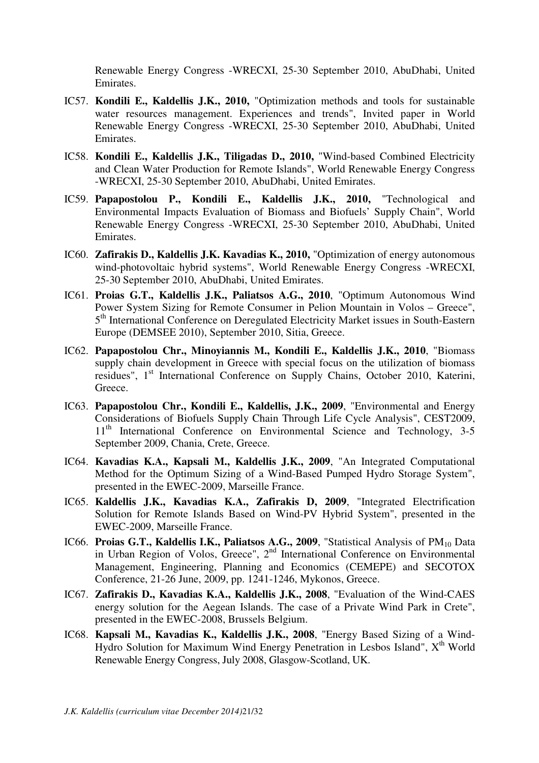Renewable Energy Congress -WRECXI, 25-30 September 2010, AbuDhabi, United Emirates.

IC57. **Kondili E., Kaldellis J.K., 2010,** "Optimization methods and tools for sustainable water resources management. Experiences and trends", Invited paper in World Renewable Energy Congress -WRECXI, 25-30 September 2010, AbuDhabi, United Emirates.

IC58. **Kondili E., Kaldellis J.K., Tiligadas D., 2010,** "Wind-based Combined Electricity and Clean Water Production for Remote Islands", World Renewable Energy Congress -WRECXI, 25-30 September 2010, AbuDhabi, United Emirates.

IC59. **Papapostolou P., Kondili E., Kaldellis J.K., 2010,** "Technological and Environmental Impacts Evaluation of Biomass and Biofuels' Supply Chain", World Renewable Energy Congress -WRECXI, 25-30 September 2010, AbuDhabi, United Emirates.

IC60. **Zafirakis D., Kaldellis J.K. Kavadias K., 2010,** "Optimization of energy autonomous wind-photovoltaic hybrid systems", World Renewable Energy Congress -WRECXI, 25-30 September 2010, AbuDhabi, United Emirates.

IC61. **Proias G.T., Kaldellis J.K., Paliatsos A.G., 2010**, "Optimum Autonomous Wind Power System Sizing for Remote Consumer in Pelion Mountain in Volos – Greece", 5th International Conference on Deregulated Electricity Market issues in South-Eastern Europe (DEMSEE 2010), September 2010, Sitia, Greece.

IC62. **Papapostolou Chr., Minoyiannis M., Kondili E., Kaldellis J.K., 2010**, "Biomass supply chain development in Greece with special focus on the utilization of biomass residues", 1st International Conference on Supply Chains, October 2010, Katerini, Greece.

IC63. **Papapostolou Chr., Kondili E., Kaldellis, J.K., 2009**, "Environmental and Energy Considerations of Biofuels Supply Chain Through Life Cycle Analysis", CEST2009, 11th International Conference on Environmental Science and Technology, 3-5 September 2009, Chania, Crete, Greece.

IC64. **Kavadias K.A., Kapsali M., Kaldellis J.K., 2009**, "An Integrated Computational Method for the Optimum Sizing of a Wind-Based Pumped Hydro Storage System", presented in the EWEC-2009, Marseille France.

IC65. **Kaldellis J.K., Kavadias K.A., Zafirakis D, 2009**, "Integrated Electrification Solution for Remote Islands Based on Wind-PV Hybrid System", presented in the EWEC-2009, Marseille France.

IC66. **Proias G.T., Kaldellis I.K., Paliatsos A.G., 2009**, "Statistical Analysis of $PM_{10}$ Data in Urban Region of Volos, Greece", 2nd International Conference on Environmental Management, Engineering, Planning and Economics (CEMEPE) and SECOTOX Conference, 21-26 June, 2009, pp. 1241-1246, Mykonos, Greece.

IC67. **Zafirakis D., Kavadias K.A., Kaldellis J.K., 2008**, "Evaluation of the Wind-CAES energy solution for the Aegean Islands. The case of a Private Wind Park in Crete", presented in the EWEC-2008, Brussels Belgium.

IC68. **Kapsali M., Kavadias K., Kaldellis J.K., 2008**, "Energy Based Sizing of a Wind-Hydro Solution for Maximum Wind Energy Penetration in Lesbos Island", Xth World Renewable Energy Congress, July 2008, Glasgow-Scotland, UK.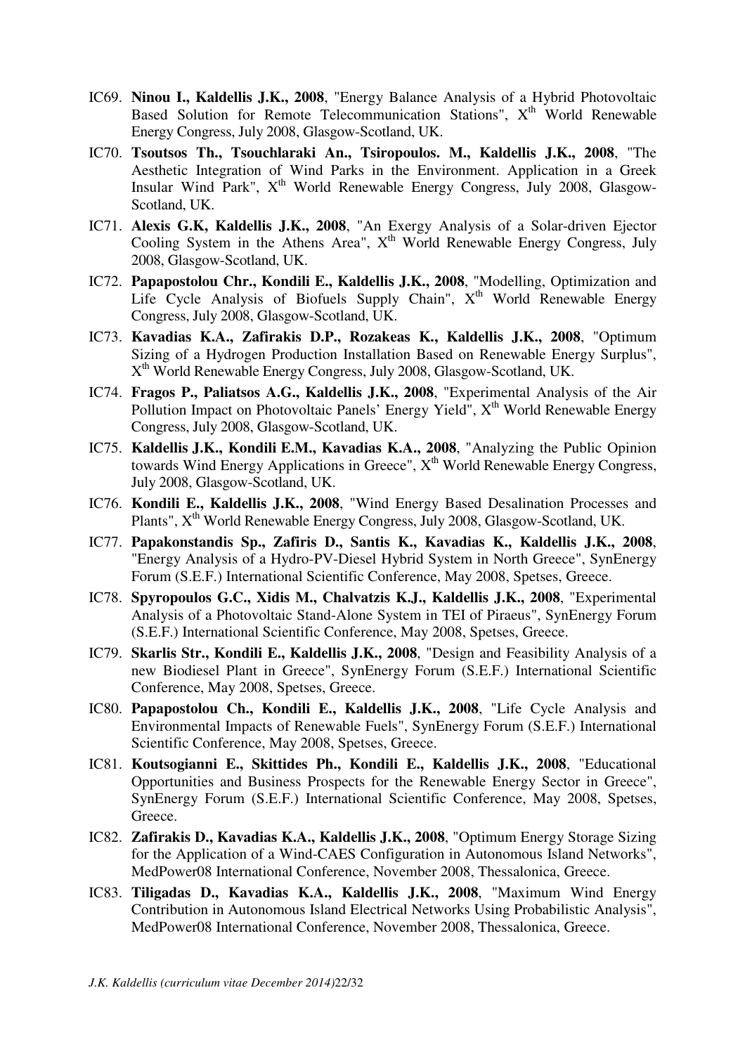IC69. **Ninou I., Kaldellis J.K., 2008**, "Energy Balance Analysis of a Hybrid Photovoltaic Based Solution for Remote Telecommunication Stations", X$^{th}$ World Renewable Energy Congress, July 2008, Glasgow-Scotland, UK.

IC70. **Tsoutsos Th., Tsouchlaraki An., Tsiropoulos. M., Kaldellis J.K., 2008**, "The Aesthetic Integration of Wind Parks in the Environment. Application in a Greek Insular Wind Park", X$^{th}$ World Renewable Energy Congress, July 2008, Glasgow-Scotland, UK.

IC71. **Alexis G.K, Kaldellis J.K., 2008**, "An Exergy Analysis of a Solar-driven Ejector Cooling System in the Athens Area", X$^{th}$ World Renewable Energy Congress, July 2008, Glasgow-Scotland, UK.

IC72. **Papapostolou Chr., Kondili E., Kaldellis J.K., 2008**, "Modelling, Optimization and Life Cycle Analysis of Biofuels Supply Chain", X$^{th}$ World Renewable Energy Congress, July 2008, Glasgow-Scotland, UK.

IC73. **Kavadias K.A., Zafirakis D.P., Rozakeas K., Kaldellis J.K., 2008**, "Optimum Sizing of a Hydrogen Production Installation Based on Renewable Energy Surplus", X$^{th}$ World Renewable Energy Congress, July 2008, Glasgow-Scotland, UK.

IC74. **Fragos P., Paliatsos A.G., Kaldellis J.K., 2008**, "Experimental Analysis of the Air Pollution Impact on Photovoltaic Panels' Energy Yield", X$^{th}$ World Renewable Energy Congress, July 2008, Glasgow-Scotland, UK.

IC75. **Kaldellis J.K., Kondili E.M., Kavadias K.A., 2008**, "Analyzing the Public Opinion towards Wind Energy Applications in Greece", X$^{th}$ World Renewable Energy Congress, July 2008, Glasgow-Scotland, UK.

IC76. **Kondili E., Kaldellis J.K., 2008**, "Wind Energy Based Desalination Processes and Plants", X$^{th}$ World Renewable Energy Congress, July 2008, Glasgow-Scotland, UK.

IC77. **Papakonstandis Sp., Zafiris D., Santis K., Kavadias K., Kaldellis J.K., 2008**, "Energy Analysis of a Hydro-PV-Diesel Hybrid System in North Greece", SynEnergy Forum (S.E.F.) International Scientific Conference, May 2008, Spetses, Greece.

IC78. **Spyropoulos G.C., Xidis M., Chalvatzis K.J., Kaldellis J.K., 2008**, "Experimental Analysis of a Photovoltaic Stand-Alone System in TEI of Piraeus", SynEnergy Forum (S.E.F.) International Scientific Conference, May 2008, Spetses, Greece.

IC79. **Skarlis Str., Kondili E., Kaldellis J.K., 2008**, "Design and Feasibility Analysis of a new Biodiesel Plant in Greece", SynEnergy Forum (S.E.F.) International Scientific Conference, May 2008, Spetses, Greece.

IC80. **Papapostolou Ch., Kondili E., Kaldellis J.K., 2008**, "Life Cycle Analysis and Environmental Impacts of Renewable Fuels", SynEnergy Forum (S.E.F.) International Scientific Conference, May 2008, Spetses, Greece.

IC81. **Koutsogianni E., Skittides Ph., Kondili E., Kaldellis J.K., 2008**, "Educational Opportunities and Business Prospects for the Renewable Energy Sector in Greece", SynEnergy Forum (S.E.F.) International Scientific Conference, May 2008, Spetses, Greece.

IC82. **Zafirakis D., Kavadias K.A., Kaldellis J.K., 2008**, "Optimum Energy Storage Sizing for the Application of a Wind-CAES Configuration in Autonomous Island Networks", MedPower08 International Conference, November 2008, Thessalonica, Greece.

IC83. **Tiligadas D., Kavadias K.A., Kaldellis J.K., 2008**, "Maximum Wind Energy Contribution in Autonomous Island Electrical Networks Using Probabilistic Analysis", MedPower08 International Conference, November 2008, Thessalonica, Greece.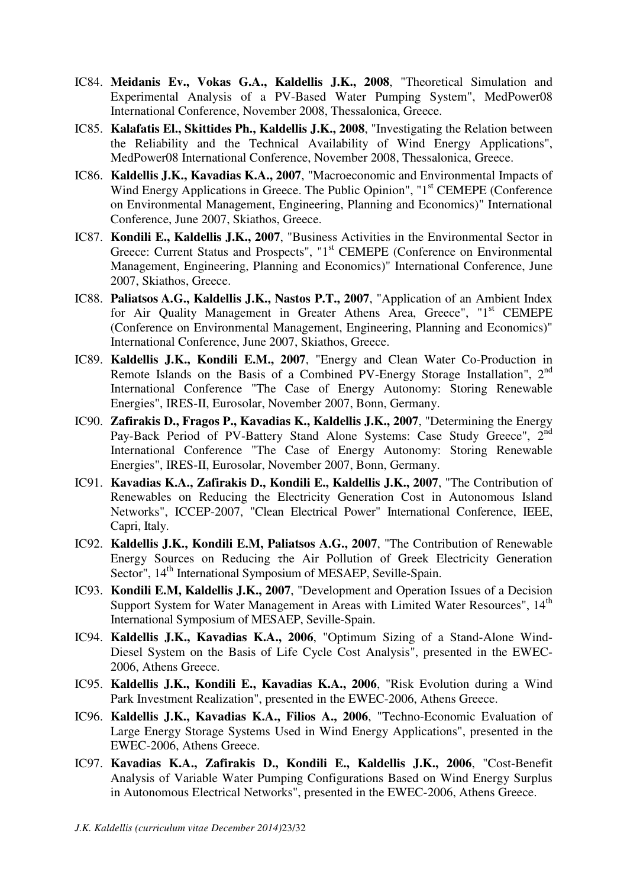IC84. **Meidanis Ev., Vokas G.A., Kaldellis J.K., 2008**, "Theoretical Simulation and Experimental Analysis of a PV-Based Water Pumping System", MedPower08 International Conference, November 2008, Thessalonica, Greece.

IC85. **Kalafatis El., Skittides Ph., Kaldellis J.K., 2008**, "Investigating the Relation between the Reliability and the Technical Availability of Wind Energy Applications", MedPower08 International Conference, November 2008, Thessalonica, Greece.

IC86. **Kaldellis J.K., Kavadias K.A., 2007**, "Macroeconomic and Environmental Impacts of Wind Energy Applications in Greece. The Public Opinion", "1st CEMEPE (Conference on Environmental Management, Engineering, Planning and Economics)" International Conference, June 2007, Skiathos, Greece.

IC87. **Kondili E., Kaldellis J.K., 2007**, "Business Activities in the Environmental Sector in Greece: Current Status and Prospects", "1st CEMEPE (Conference on Environmental Management, Engineering, Planning and Economics)" International Conference, June 2007, Skiathos, Greece.

IC88. **Paliatsos A.G., Kaldellis J.K., Nastos P.T., 2007**, "Application of an Ambient Index for Air Quality Management in Greater Athens Area, Greece", "1st CEMEPE (Conference on Environmental Management, Engineering, Planning and Economics)" International Conference, June 2007, Skiathos, Greece.

IC89. **Kaldellis J.K., Kondili E.M., 2007**, "Energy and Clean Water Co-Production in Remote Islands on the Basis of a Combined PV-Energy Storage Installation", 2nd International Conference "The Case of Energy Autonomy: Storing Renewable Energies", IRES-II, Eurosolar, November 2007, Bonn, Germany.

IC90. **Zafirakis D., Fragos P., Kavadias K., Kaldellis J.K., 2007**, "Determining the Energy Pay-Back Period of PV-Battery Stand Alone Systems: Case Study Greece", 2nd International Conference "The Case of Energy Autonomy: Storing Renewable Energies", IRES-II, Eurosolar, November 2007, Bonn, Germany.

IC91. **Kavadias K.A., Zafirakis D., Kondili E., Kaldellis J.K., 2007**, "The Contribution of Renewables on Reducing the Electricity Generation Cost in Autonomous Island Networks", ICCEP-2007, "Clean Electrical Power" International Conference, IEEE, Capri, Italy.

IC92. **Kaldellis J.K., Kondili E.M, Paliatsos A.G., 2007**, "The Contribution of Renewable Energy Sources on Reducing τhe Air Pollution of Greek Electricity Generation Sector", 14th International Symposium of MESAEP, Seville-Spain.

IC93. **Kondili E.M, Kaldellis J.K., 2007**, "Development and Operation Issues of a Decision Support System for Water Management in Areas with Limited Water Resources", 14th International Symposium of MESAEP, Seville-Spain.

IC94. **Kaldellis J.K., Kavadias K.A., 2006**, "Optimum Sizing of a Stand-Alone Wind-Diesel System on the Basis of Life Cycle Cost Analysis", presented in the EWEC-2006, Athens Greece.

IC95. **Kaldellis J.K., Kondili E., Kavadias K.A., 2006**, "Risk Evolution during a Wind Park Investment Realization", presented in the EWEC-2006, Athens Greece.

IC96. **Kaldellis J.K., Kavadias K.A., Filios A., 2006**, "Techno-Economic Evaluation of Large Energy Storage Systems Used in Wind Energy Applications", presented in the EWEC-2006, Athens Greece.

IC97. **Kavadias K.A., Zafirakis D., Kondili E., Kaldellis J.K., 2006**, "Cost-Benefit Analysis of Variable Water Pumping Configurations Based on Wind Energy Surplus in Autonomous Electrical Networks", presented in the EWEC-2006, Athens Greece.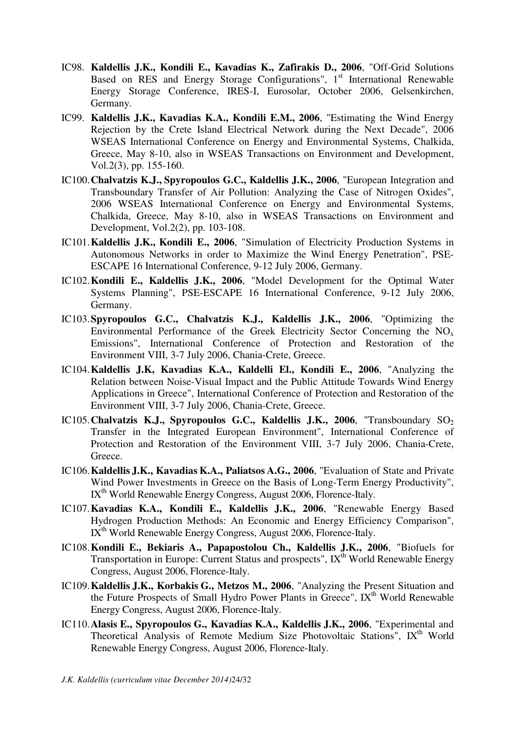IC98. **Kaldellis J.K., Kondili E., Kavadias K., Zafirakis D., 2006**, "Off-Grid Solutions Based on RES and Energy Storage Configurations", 1st International Renewable Energy Storage Conference, IRES-I, Eurosolar, October 2006, Gelsenkirchen, Germany.

IC99. **Kaldellis J.K., Kavadias K.A., Kondili E.M., 2006**, "Estimating the Wind Energy Rejection by the Crete Island Electrical Network during the Next Decade", 2006 WSEAS International Conference on Energy and Environmental Systems, Chalkida, Greece, May 8-10, also in WSEAS Transactions on Environment and Development, Vol.2(3), pp. 155-160.

IC100. **Chalvatzis K.J., Spyropoulos G.C., Kaldellis J.K., 2006**, "European Integration and Transboundary Transfer of Air Pollution: Analyzing the Case of Nitrogen Oxides", 2006 WSEAS International Conference on Energy and Environmental Systems, Chalkida, Greece, May 8-10, also in WSEAS Transactions on Environment and Development, Vol.2(2), pp. 103-108.

IC101. **Kaldellis J.K., Kondili E., 2006**, "Simulation of Electricity Production Systems in Autonomous Networks in order to Maximize the Wind Energy Penetration", PSE-ESCAPE 16 International Conference, 9-12 July 2006, Germany.

IC102. **Kondili E., Kaldellis J.K., 2006**, "Model Development for the Optimal Water Systems Planning", PSE-ESCAPE 16 International Conference, 9-12 July 2006, Germany.

IC103. **Spyropoulos G.C., Chalvatzis K.J., Kaldellis J.K., 2006**, "Optimizing the Environmental Performance of the Greek Electricity Sector Concerning the $NO_x$ Emissions", International Conference of Protection and Restoration of the Environment VIII, 3-7 July 2006, Chania-Crete, Greece.

IC104. **Kaldellis J.K, Kavadias K.A., Kaldelli El., Kondili E., 2006**, "Analyzing the Relation between Noise-Visual Impact and the Public Attitude Towards Wind Energy Applications in Greece", International Conference of Protection and Restoration of the Environment VIII, 3-7 July 2006, Chania-Crete, Greece.

IC105. **Chalvatzis K.J., Spyropoulos G.C., Kaldellis J.K., 2006**, "Transboundary $SO_2$ Transfer in the Integrated European Environment", International Conference of Protection and Restoration of the Environment VIII, 3-7 July 2006, Chania-Crete, Greece.

IC106. **Kaldellis J.K., Kavadias K.A., Paliatsos A.G., 2006**, "Evaluation of State and Private Wind Power Investments in Greece on the Basis of Long-Term Energy Productivity", IXth World Renewable Energy Congress, August 2006, Florence-Italy.

IC107. **Kavadias K.A., Kondili E., Kaldellis J.K., 2006**, "Renewable Energy Based Hydrogen Production Methods: An Economic and Energy Efficiency Comparison", IXth World Renewable Energy Congress, August 2006, Florence-Italy.

IC108. **Kondili E., Bekiaris A., Papapostolou Ch., Kaldellis J.K., 2006**, "Biofuels for Transportation in Europe: Current Status and prospects", IXth World Renewable Energy Congress, August 2006, Florence-Italy.

IC109. **Kaldellis J.K., Korbakis G., Metzos M., 2006**, "Analyzing the Present Situation and the Future Prospects of Small Hydro Power Plants in Greece", IXth World Renewable Energy Congress, August 2006, Florence-Italy.

IC110. **Alasis E., Spyropoulos G., Kavadias K.A., Kaldellis J.K., 2006**, "Experimental and Theoretical Analysis of Remote Medium Size Photovoltaic Stations", IXth World Renewable Energy Congress, August 2006, Florence-Italy.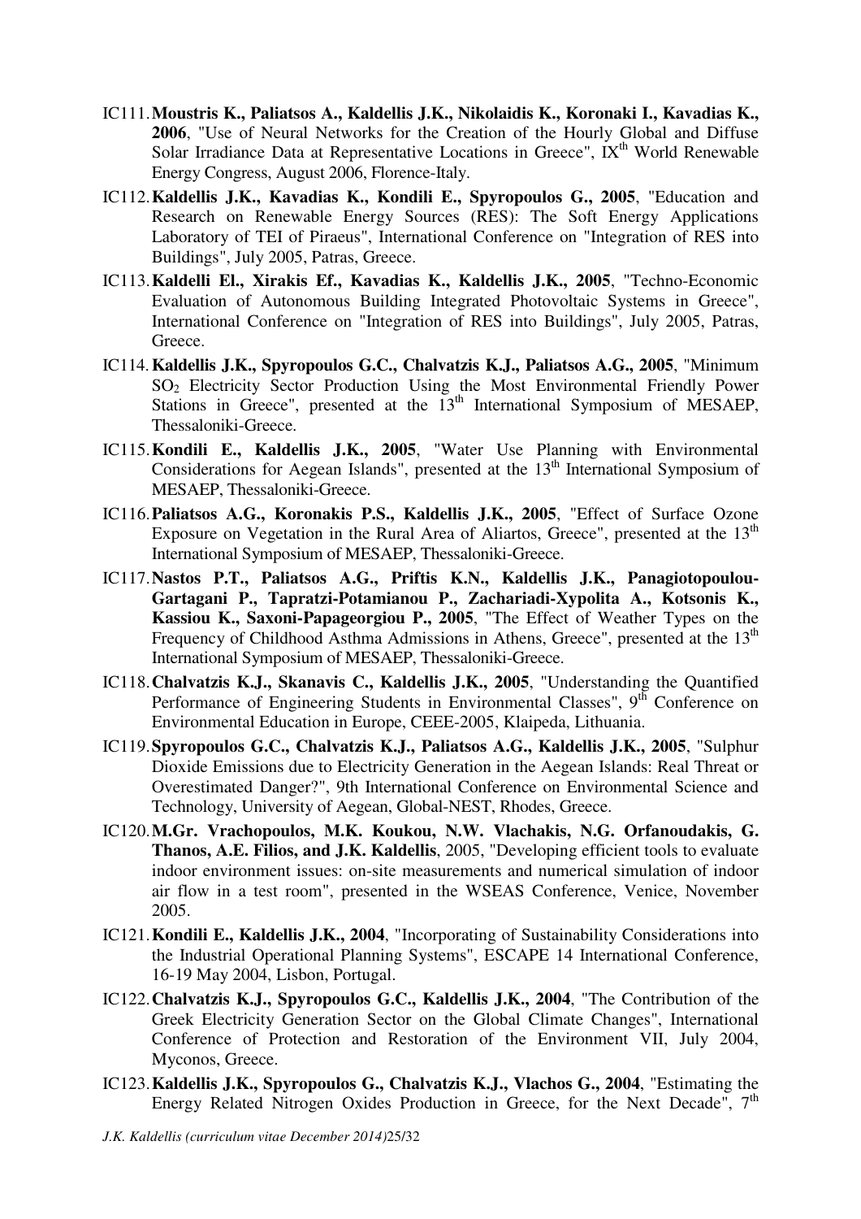IC111. **Moustris K., Paliatsos A., Kaldellis J.K., Nikolaidis K., Koronaki I., Kavadias K., 2006**, "Use of Neural Networks for the Creation of the Hourly Global and Diffuse Solar Irradiance Data at Representative Locations in Greece", IX$^{th}$ World Renewable Energy Congress, August 2006, Florence-Italy.

IC112. **Kaldellis J.K., Kavadias K., Kondili E., Spyropoulos G., 2005**, "Education and Research on Renewable Energy Sources (RES): The Soft Energy Applications Laboratory of TEI of Piraeus", International Conference on "Integration of RES into Buildings", July 2005, Patras, Greece.

IC113. **Kaldelli El., Xirakis Ef., Kavadias K., Kaldellis J.K., 2005**, "Techno-Economic Evaluation of Autonomous Building Integrated Photovoltaic Systems in Greece", International Conference on "Integration of RES into Buildings", July 2005, Patras, Greece.

IC114. **Kaldellis J.K., Spyropoulos G.C., Chalvatzis K.J., Paliatsos A.G., 2005**, "Minimum $SO_2$ Electricity Sector Production Using the Most Environmental Friendly Power Stations in Greece", presented at the 13$^{th}$ International Symposium of MESAEP, Thessaloniki-Greece.

IC115. **Kondili E., Kaldellis J.K., 2005**, "Water Use Planning with Environmental Considerations for Aegean Islands", presented at the 13$^{th}$ International Symposium of MESAEP, Thessaloniki-Greece.

IC116. **Paliatsos A.G., Koronakis P.S., Kaldellis J.K., 2005**, "Effect of Surface Ozone Exposure on Vegetation in the Rural Area of Aliartos, Greece", presented at the 13$^{th}$ International Symposium of MESAEP, Thessaloniki-Greece.

IC117. **Nastos P.T., Paliatsos A.G., Priftis K.N., Kaldellis J.K., Panagiotopoulou-Gartagani P., Tapratzi-Potamianou P., Zachariadi-Xypolita A., Kotsonis K., Kassiou K., Saxoni-Papageorgiou P., 2005**, "The Effect of Weather Types on the Frequency of Childhood Asthma Admissions in Athens, Greece", presented at the 13$^{th}$ International Symposium of MESAEP, Thessaloniki-Greece.

IC118. **Chalvatzis K.J., Skanavis C., Kaldellis J.K., 2005**, "Understanding the Quantified Performance of Engineering Students in Environmental Classes", 9$^{th}$ Conference on Environmental Education in Europe, CEEE-2005, Klaipeda, Lithuania.

IC119. **Spyropoulos G.C., Chalvatzis K.J., Paliatsos A.G., Kaldellis J.K., 2005**, "Sulphur Dioxide Emissions due to Electricity Generation in the Aegean Islands: Real Threat or Overestimated Danger?", 9th International Conference on Environmental Science and Technology, University of Aegean, Global-NEST, Rhodes, Greece.

IC120. **M.Gr. Vrachopoulos, M.K. Koukou, N.W. Vlachakis, N.G. Orfanoudakis, G. Thanos, A.E. Filios, and J.K. Kaldellis**, 2005, "Developing efficient tools to evaluate indoor environment issues: on-site measurements and numerical simulation of indoor air flow in a test room", presented in the WSEAS Conference, Venice, November 2005.

IC121. **Kondili E., Kaldellis J.K., 2004**, "Incorporating of Sustainability Considerations into the Industrial Operational Planning Systems", ESCAPE 14 International Conference, 16-19 May 2004, Lisbon, Portugal.

IC122. **Chalvatzis K.J., Spyropoulos G.C., Kaldellis J.K., 2004**, "The Contribution of the Greek Electricity Generation Sector on the Global Climate Changes", International Conference of Protection and Restoration of the Environment VII, July 2004, Myconos, Greece.

IC123. **Kaldellis J.K., Spyropoulos G., Chalvatzis K.J., Vlachos G., 2004**, "Estimating the Energy Related Nitrogen Oxides Production in Greece, for the Next Decade", 7$^{th}$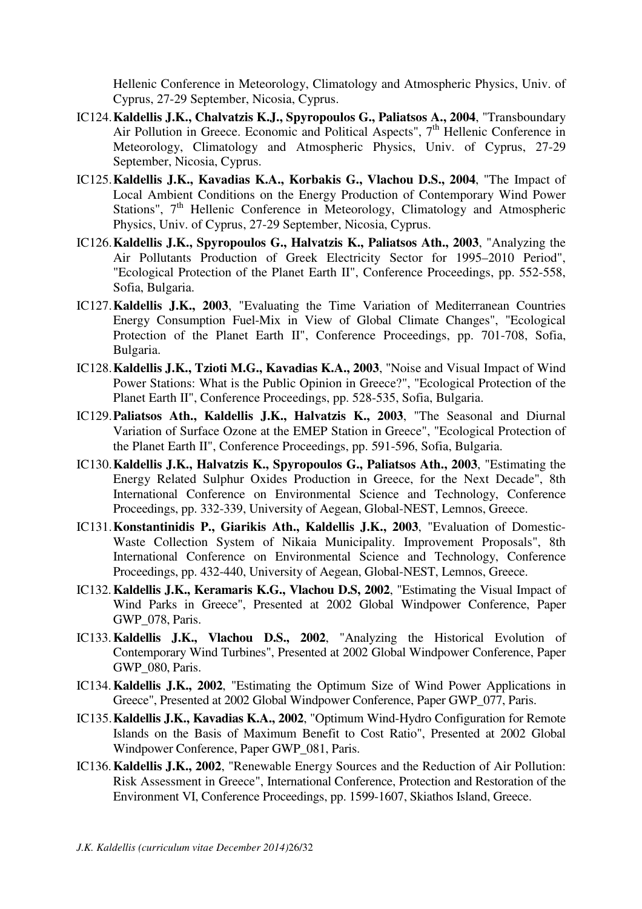Hellenic Conference in Meteorology, Climatology and Atmospheric Physics, Univ. of Cyprus, 27-29 September, Nicosia, Cyprus.

IC124. **Kaldellis J.K., Chalvatzis K.J., Spyropoulos G., Paliatsos A., 2004**, "Transboundary Air Pollution in Greece. Economic and Political Aspects", 7th Hellenic Conference in Meteorology, Climatology and Atmospheric Physics, Univ. of Cyprus, 27-29 September, Nicosia, Cyprus.

IC125. **Kaldellis J.K., Kavadias K.A., Korbakis G., Vlachou D.S., 2004**, "The Impact of Local Ambient Conditions on the Energy Production of Contemporary Wind Power Stations", 7th Hellenic Conference in Meteorology, Climatology and Atmospheric Physics, Univ. of Cyprus, 27-29 September, Nicosia, Cyprus.

IC126. **Kaldellis J.K., Spyropoulos G., Halvatzis K., Paliatsos Ath., 2003**, "Analyzing the Air Pollutants Production of Greek Electricity Sector for 1995–2010 Period", "Ecological Protection of the Planet Earth II", Conference Proceedings, pp. 552-558, Sofia, Bulgaria.

IC127. **Kaldellis J.K., 2003**, "Evaluating the Time Variation of Mediterranean Countries Energy Consumption Fuel-Mix in View of Global Climate Changes", "Ecological Protection of the Planet Earth II", Conference Proceedings, pp. 701-708, Sofia, Bulgaria.

IC128. **Kaldellis J.K., Tzioti M.G., Kavadias K.A., 2003**, "Noise and Visual Impact of Wind Power Stations: What is the Public Opinion in Greece?", "Ecological Protection of the Planet Earth II", Conference Proceedings, pp. 528-535, Sofia, Bulgaria.

IC129. **Paliatsos Ath., Kaldellis J.K., Halvatzis K., 2003**, "The Seasonal and Diurnal Variation of Surface Ozone at the EMEP Station in Greece", "Ecological Protection of the Planet Earth II", Conference Proceedings, pp. 591-596, Sofia, Bulgaria.

IC130. **Kaldellis J.K., Halvatzis K., Spyropoulos G., Paliatsos Ath., 2003**, "Estimating the Energy Related Sulphur Oxides Production in Greece, for the Next Decade", 8th International Conference on Environmental Science and Technology, Conference Proceedings, pp. 332-339, University of Aegean, Global-NEST, Lemnos, Greece.

IC131. **Konstantinidis P., Giarikis Ath., Kaldellis J.K., 2003**, "Evaluation of Domestic-Waste Collection System of Nikaia Municipality. Improvement Proposals", 8th International Conference on Environmental Science and Technology, Conference Proceedings, pp. 432-440, University of Aegean, Global-NEST, Lemnos, Greece.

IC132. **Kaldellis J.K., Keramaris K.G., Vlachou D.S, 2002**, "Estimating the Visual Impact of Wind Parks in Greece", Presented at 2002 Global Windpower Conference, Paper GWP_078, Paris.

IC133. **Kaldellis J.K., Vlachou D.S., 2002**, "Analyzing the Historical Evolution of Contemporary Wind Turbines", Presented at 2002 Global Windpower Conference, Paper GWP_080, Paris.

IC134. **Kaldellis J.K., 2002**, "Estimating the Optimum Size of Wind Power Applications in Greece", Presented at 2002 Global Windpower Conference, Paper GWP_077, Paris.

IC135. **Kaldellis J.K., Kavadias K.A., 2002**, "Optimum Wind-Hydro Configuration for Remote Islands on the Basis of Maximum Benefit to Cost Ratio", Presented at 2002 Global Windpower Conference, Paper GWP_081, Paris.

IC136. **Kaldellis J.K., 2002**, "Renewable Energy Sources and the Reduction of Air Pollution: Risk Assessment in Greece", International Conference, Protection and Restoration of the Environment VI, Conference Proceedings, pp. 1599-1607, Skiathos Island, Greece.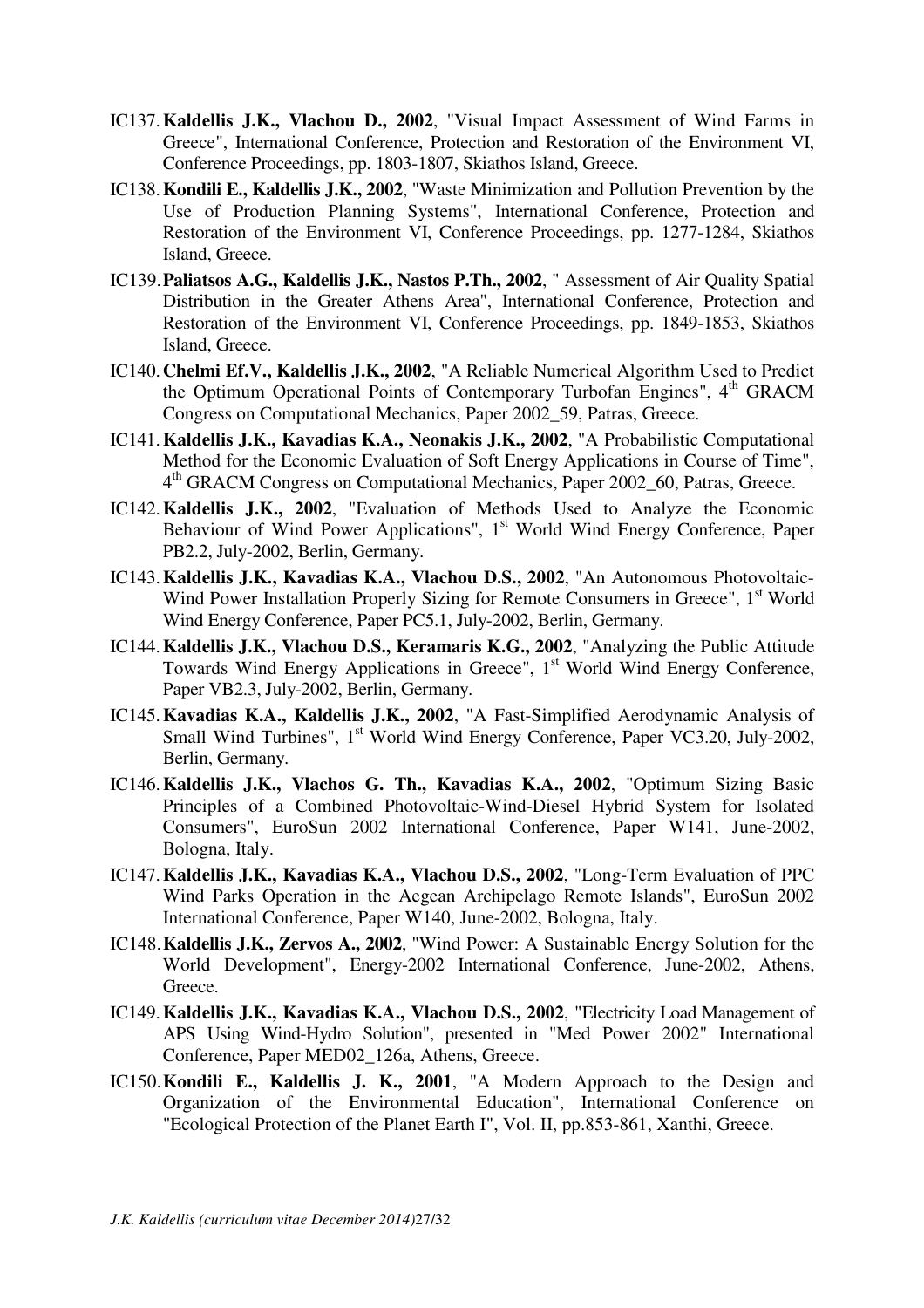IC137. **Kaldellis J.K., Vlachou D., 2002**, "Visual Impact Assessment of Wind Farms in Greece", International Conference, Protection and Restoration of the Environment VI, Conference Proceedings, pp. 1803-1807, Skiathos Island, Greece.

IC138. **Kondili E., Kaldellis J.K., 2002**, "Waste Minimization and Pollution Prevention by the Use of Production Planning Systems", International Conference, Protection and Restoration of the Environment VI, Conference Proceedings, pp. 1277-1284, Skiathos Island, Greece.

IC139. **Paliatsos A.G., Kaldellis J.K., Nastos P.Th., 2002**, " Assessment of Air Quality Spatial Distribution in the Greater Athens Area", International Conference, Protection and Restoration of the Environment VI, Conference Proceedings, pp. 1849-1853, Skiathos Island, Greece.

IC140. **Chelmi Ef.V., Kaldellis J.K., 2002**, "A Reliable Numerical Algorithm Used to Predict the Optimum Operational Points of Contemporary Turbofan Engines", 4th GRACM Congress on Computational Mechanics, Paper 2002_59, Patras, Greece.

IC141. **Kaldellis J.K., Kavadias K.A., Neonakis J.K., 2002**, "A Probabilistic Computational Method for the Economic Evaluation of Soft Energy Applications in Course of Time", 4th GRACM Congress on Computational Mechanics, Paper 2002_60, Patras, Greece.

IC142. **Kaldellis J.K., 2002**, "Evaluation of Methods Used to Analyze the Economic Behaviour of Wind Power Applications", 1st World Wind Energy Conference, Paper PB2.2, July-2002, Berlin, Germany.

IC143. **Kaldellis J.K., Kavadias K.A., Vlachou D.S., 2002**, "An Autonomous Photovoltaic-Wind Power Installation Properly Sizing for Remote Consumers in Greece", 1st World Wind Energy Conference, Paper PC5.1, July-2002, Berlin, Germany.

IC144. **Kaldellis J.K., Vlachou D.S., Keramaris K.G., 2002**, "Analyzing the Public Attitude Towards Wind Energy Applications in Greece", 1st World Wind Energy Conference, Paper VB2.3, July-2002, Berlin, Germany.

IC145. **Kavadias K.A., Kaldellis J.K., 2002**, "A Fast-Simplified Aerodynamic Analysis of Small Wind Turbines", 1st World Wind Energy Conference, Paper VC3.20, July-2002, Berlin, Germany.

IC146. **Kaldellis J.K., Vlachos G. Th., Kavadias K.A., 2002**, "Optimum Sizing Basic Principles of a Combined Photovoltaic-Wind-Diesel Hybrid System for Isolated Consumers", EuroSun 2002 International Conference, Paper W141, June-2002, Bologna, Italy.

IC147. **Kaldellis J.K., Kavadias K.A., Vlachou D.S., 2002**, "Long-Term Evaluation of PPC Wind Parks Operation in the Aegean Archipelago Remote Islands", EuroSun 2002 International Conference, Paper W140, June-2002, Bologna, Italy.

IC148. **Kaldellis J.K., Zervos A., 2002**, "Wind Power: A Sustainable Energy Solution for the World Development", Energy-2002 International Conference, June-2002, Athens, Greece.

IC149. **Kaldellis J.K., Kavadias K.A., Vlachou D.S., 2002**, "Electricity Load Management of APS Using Wind-Hydro Solution", presented in "Med Power 2002" International Conference, Paper MED02_126a, Athens, Greece.

IC150. **Kondili E., Kaldellis J. K., 2001**, "A Modern Approach to the Design and Organization of the Environmental Education", International Conference on "Ecological Protection of the Planet Earth I", Vol. II, pp.853-861, Xanthi, Greece.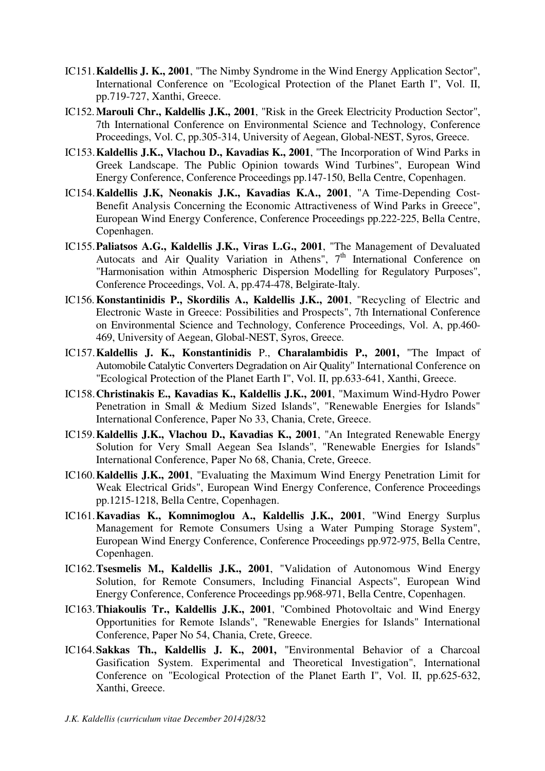IC151. **Kaldellis J. K., 2001**, "The Nimby Syndrome in the Wind Energy Application Sector", International Conference on "Ecological Protection of the Planet Earth I", Vol. II, pp.719-727, Xanthi, Greece.

IC152. **Marouli Chr., Kaldellis J.K., 2001**, "Risk in the Greek Electricity Production Sector", 7th International Conference on Environmental Science and Technology, Conference Proceedings, Vol. C, pp.305-314, University of Aegean, Global-NEST, Syros, Greece.

IC153. **Kaldellis J.K., Vlachou D., Kavadias K., 2001**, "The Incorporation of Wind Parks in Greek Landscape. The Public Opinion towards Wind Turbines", European Wind Energy Conference, Conference Proceedings pp.147-150, Bella Centre, Copenhagen.

IC154. **Kaldellis J.K, Neonakis J.K., Kavadias K.A., 2001**, "A Time-Depending Cost-Benefit Analysis Concerning the Economic Attractiveness of Wind Parks in Greece", European Wind Energy Conference, Conference Proceedings pp.222-225, Bella Centre, Copenhagen.

IC155. **Paliatsos A.G., Kaldellis J.K., Viras L.G., 2001**, "The Management of Devaluated Autocats and Air Quality Variation in Athens", 7th International Conference on "Harmonisation within Atmospheric Dispersion Modelling for Regulatory Purposes", Conference Proceedings, Vol. A, pp.474-478, Belgirate-Italy.

IC156. **Konstantinidis P., Skordilis A., Kaldellis J.K., 2001**, "Recycling of Electric and Electronic Waste in Greece: Possibilities and Prospects", 7th International Conference on Environmental Science and Technology, Conference Proceedings, Vol. A, pp.460-469, University of Aegean, Global-NEST, Syros, Greece.

IC157. **Kaldellis J. K., Konstantinidis** P., **Charalambidis P., 2001,** "The Impact of Automobile Catalytic Converters Degradation on Air Quality" International Conference on "Ecological Protection of the Planet Earth I", Vol. II, pp.633-641, Xanthi, Greece.

IC158. **Christinakis E., Kavadias K., Kaldellis J.K., 2001**, "Maximum Wind-Hydro Power Penetration in Small & Medium Sized Islands", "Renewable Energies for Islands" International Conference, Paper No 33, Chania, Crete, Greece.

IC159. **Kaldellis J.K., Vlachou D., Kavadias K., 2001**, "An Integrated Renewable Energy Solution for Very Small Aegean Sea Islands", "Renewable Energies for Islands" International Conference, Paper No 68, Chania, Crete, Greece.

IC160. **Kaldellis J.K., 2001**, "Evaluating the Maximum Wind Energy Penetration Limit for Weak Electrical Grids", European Wind Energy Conference, Conference Proceedings pp.1215-1218, Bella Centre, Copenhagen.

IC161. **Kavadias K., Komnimoglou A., Kaldellis J.K., 2001**, "Wind Energy Surplus Management for Remote Consumers Using a Water Pumping Storage System", European Wind Energy Conference, Conference Proceedings pp.972-975, Bella Centre, Copenhagen.

IC162. **Tsesmelis M., Kaldellis J.K., 2001**, "Validation of Autonomous Wind Energy Solution, for Remote Consumers, Including Financial Aspects", European Wind Energy Conference, Conference Proceedings pp.968-971, Bella Centre, Copenhagen.

IC163. **Thiakoulis Tr., Kaldellis J.K., 2001**, "Combined Photovoltaic and Wind Energy Opportunities for Remote Islands", "Renewable Energies for Islands" International Conference, Paper No 54, Chania, Crete, Greece.

IC164. **Sakkas Th., Kaldellis J. K., 2001,** "Environmental Behavior of a Charcoal Gasification System. Experimental and Theoretical Investigation", International Conference on "Ecological Protection of the Planet Earth I", Vol. II, pp.625-632, Xanthi, Greece.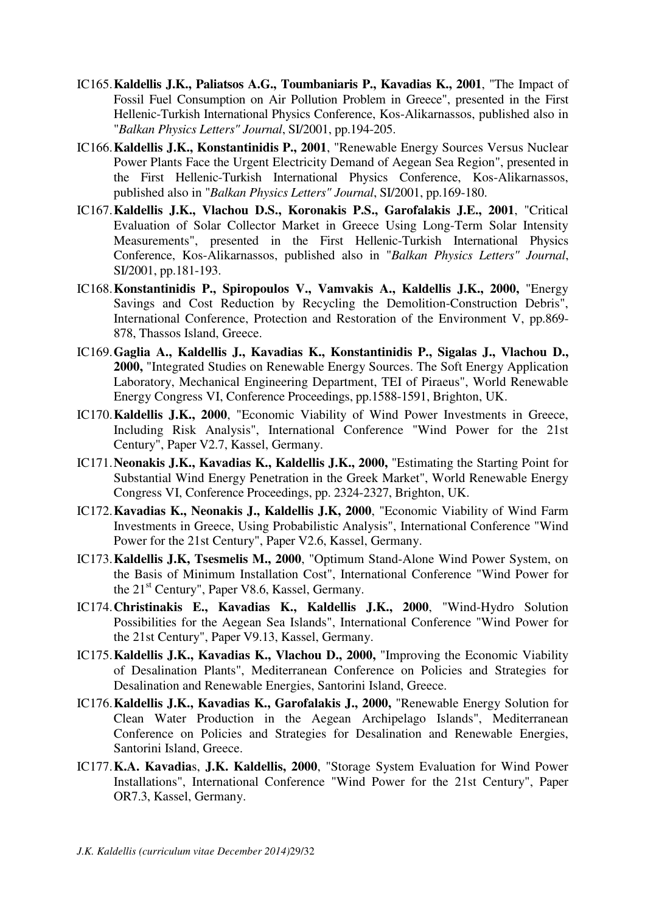IC165. **Kaldellis J.K., Paliatsos A.G., Toumbaniaris P., Kavadias K., 2001**, "The Impact of Fossil Fuel Consumption on Air Pollution Problem in Greece", presented in the First Hellenic-Turkish International Physics Conference, Kos-Alikarnassos, published also in "*Balkan Physics Letters" Journal*, SI/2001, pp.194-205.

IC166. **Kaldellis J.K., Konstantinidis P., 2001**, "Renewable Energy Sources Versus Nuclear Power Plants Face the Urgent Electricity Demand of Aegean Sea Region", presented in the First Hellenic-Turkish International Physics Conference, Kos-Alikarnassos, published also in "*Balkan Physics Letters" Journal*, SI/2001, pp.169-180.

IC167. **Kaldellis J.K., Vlachou D.S., Koronakis P.S., Garofalakis J.E., 2001**, "Critical Evaluation of Solar Collector Market in Greece Using Long-Term Solar Intensity Measurements", presented in the First Hellenic-Turkish International Physics Conference, Kos-Alikarnassos, published also in "*Balkan Physics Letters" Journal*, SI/2001, pp.181-193.

IC168. **Konstantinidis P., Spiropoulos V., Vamvakis A., Kaldellis J.K., 2000,** "Energy Savings and Cost Reduction by Recycling the Demolition-Construction Debris", International Conference, Protection and Restoration of the Environment V, pp.869-878, Thassos Island, Greece.

IC169. **Gaglia A., Kaldellis J., Kavadias K., Konstantinidis P., Sigalas J., Vlachou D., 2000,** "Integrated Studies on Renewable Energy Sources. The Soft Energy Application Laboratory, Mechanical Engineering Department, TEI of Piraeus", World Renewable Energy Congress VI, Conference Proceedings, pp.1588-1591, Brighton, UK.

IC170. **Kaldellis J.K., 2000**, "Economic Viability of Wind Power Investments in Greece, Including Risk Analysis", International Conference "Wind Power for the 21st Century", Paper V2.7, Kassel, Germany.

IC171. **Neonakis J.K., Kavadias K., Kaldellis J.K., 2000,** "Estimating the Starting Point for Substantial Wind Energy Penetration in the Greek Market", World Renewable Energy Congress VI, Conference Proceedings, pp. 2324-2327, Brighton, UK.

IC172. **Kavadias K., Neonakis J., Kaldellis J.K, 2000**, "Economic Viability of Wind Farm Investments in Greece, Using Probabilistic Analysis", International Conference "Wind Power for the 21st Century", Paper V2.6, Kassel, Germany.

IC173. **Kaldellis J.K, Tsesmelis M., 2000**, "Optimum Stand-Alone Wind Power System, on the Basis of Minimum Installation Cost", International Conference "Wind Power for the 21st Century", Paper V8.6, Kassel, Germany.

IC174. **Christinakis E., Kavadias K., Kaldellis J.K., 2000**, "Wind-Hydro Solution Possibilities for the Aegean Sea Islands", International Conference "Wind Power for the 21st Century", Paper V9.13, Kassel, Germany.

IC175. **Kaldellis J.K., Kavadias K., Vlachou D., 2000,** "Improving the Economic Viability of Desalination Plants", Mediterranean Conference on Policies and Strategies for Desalination and Renewable Energies, Santorini Island, Greece.

IC176. **Kaldellis J.K., Kavadias K., Garofalakis J., 2000,** "Renewable Energy Solution for Clean Water Production in the Aegean Archipelago Islands", Mediterranean Conference on Policies and Strategies for Desalination and Renewable Energies, Santorini Island, Greece.

IC177. **K.A. Kavadia**s, **J.K. Kaldellis, 2000**, "Storage System Evaluation for Wind Power Installations", International Conference "Wind Power for the 21st Century", Paper OR7.3, Kassel, Germany.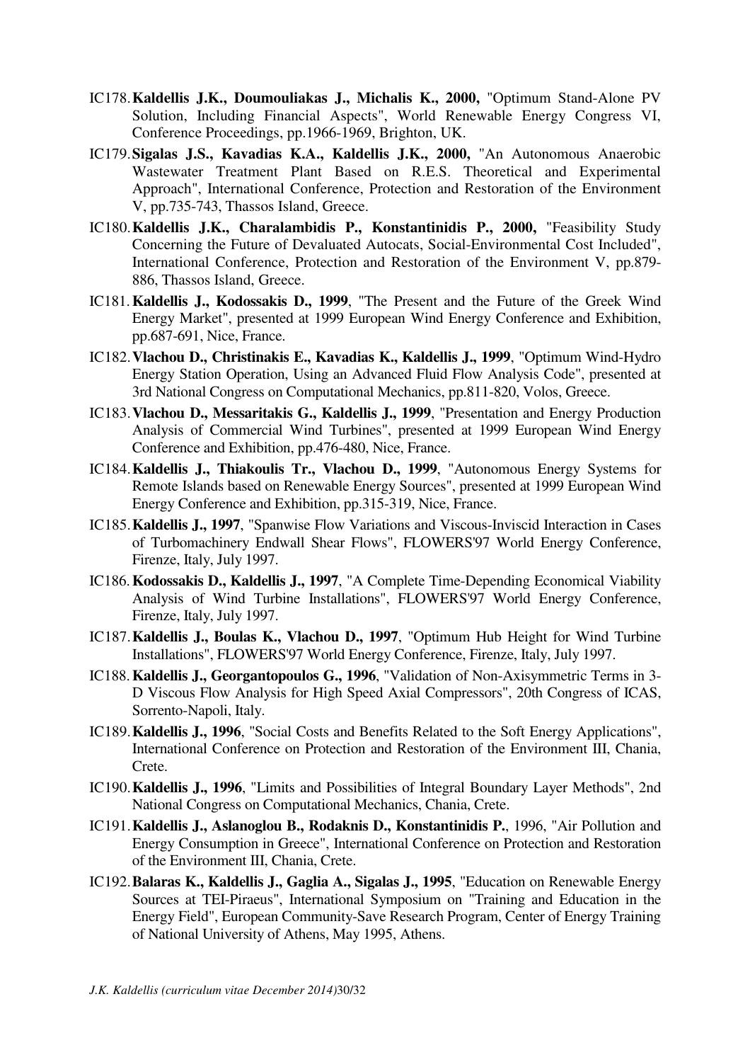IC178. **Kaldellis J.K., Doumouliakas J., Michalis K., 2000,** "Optimum Stand-Alone PV Solution, Including Financial Aspects", World Renewable Energy Congress VI, Conference Proceedings, pp.1966-1969, Brighton, UK.

IC179. **Sigalas J.S., Kavadias K.A., Kaldellis J.K., 2000,** "An Autonomous Anaerobic Wastewater Treatment Plant Based on R.E.S. Theoretical and Experimental Approach", International Conference, Protection and Restoration of the Environment V, pp.735-743, Thassos Island, Greece.

IC180. **Kaldellis J.K., Charalambidis P., Konstantinidis P., 2000,** "Feasibility Study Concerning the Future of Devaluated Autocats, Social-Environmental Cost Included", International Conference, Protection and Restoration of the Environment V, pp.879-886, Thassos Island, Greece.

IC181. **Kaldellis J., Kodossakis D., 1999**, "The Present and the Future of the Greek Wind Energy Market", presented at 1999 European Wind Energy Conference and Exhibition, pp.687-691, Nice, France.

IC182. **Vlachou D., Christinakis E., Kavadias K., Kaldellis J., 1999**, "Optimum Wind-Hydro Energy Station Operation, Using an Advanced Fluid Flow Analysis Code", presented at 3rd National Congress on Computational Mechanics, pp.811-820, Volos, Greece.

IC183. **Vlachou D., Messaritakis G., Kaldellis J., 1999**, "Presentation and Energy Production Analysis of Commercial Wind Turbines", presented at 1999 European Wind Energy Conference and Exhibition, pp.476-480, Nice, France.

IC184. **Kaldellis J., Thiakoulis Tr., Vlachou D., 1999**, "Autonomous Energy Systems for Remote Islands based on Renewable Energy Sources", presented at 1999 European Wind Energy Conference and Exhibition, pp.315-319, Nice, France.

IC185. **Kaldellis J., 1997**, "Spanwise Flow Variations and Viscous-Inviscid Interaction in Cases of Turbomachinery Endwall Shear Flows", FLOWERS'97 World Energy Conference, Firenze, Italy, July 1997.

IC186. **Kodossakis D., Kaldellis J., 1997**, "A Complete Time-Depending Economical Viability Analysis of Wind Turbine Installations", FLOWERS'97 World Energy Conference, Firenze, Italy, July 1997.

IC187. **Kaldellis J., Boulas K., Vlachou D., 1997**, "Optimum Hub Height for Wind Turbine Installations", FLOWERS'97 World Energy Conference, Firenze, Italy, July 1997.

IC188. **Kaldellis J., Georgantopoulos G., 1996**, "Validation of Non-Axisymmetric Terms in 3-D Viscous Flow Analysis for High Speed Axial Compressors", 20th Congress of ICAS, Sorrento-Napoli, Italy.

IC189. **Kaldellis J., 1996**, "Social Costs and Benefits Related to the Soft Energy Applications", International Conference on Protection and Restoration of the Environment III, Chania, Crete.

IC190. **Kaldellis J., 1996**, "Limits and Possibilities of Integral Boundary Layer Methods", 2nd National Congress on Computational Mechanics, Chania, Crete.

IC191. **Kaldellis J., Aslanoglou B., Rodaknis D., Konstantinidis P.**, 1996, "Air Pollution and Energy Consumption in Greece", International Conference on Protection and Restoration of the Environment III, Chania, Crete.

IC192. **Balaras K., Kaldellis J., Gaglia A., Sigalas J., 1995**, "Education on Renewable Energy Sources at TEI-Piraeus", International Symposium on "Training and Education in the Energy Field", European Community-Save Research Program, Center of Energy Training of National University of Athens, May 1995, Athens.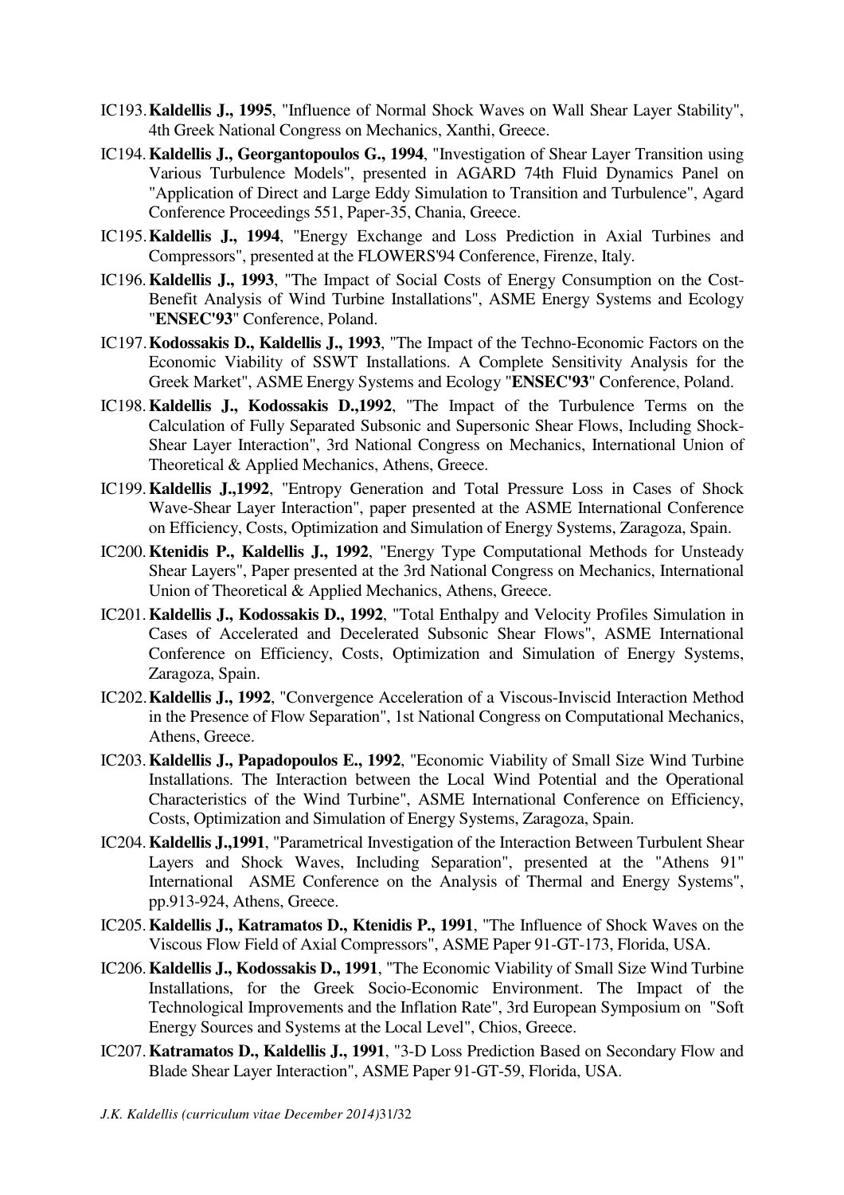IC193. **Kaldellis J., 1995**, "Influence of Normal Shock Waves on Wall Shear Layer Stability", 4th Greek National Congress on Mechanics, Xanthi, Greece.

IC194. **Kaldellis J., Georgantopoulos G., 1994**, "Investigation of Shear Layer Transition using Various Turbulence Models", presented in AGARD 74th Fluid Dynamics Panel on "Application of Direct and Large Eddy Simulation to Transition and Turbulence", Agard Conference Proceedings 551, Paper-35, Chania, Greece.

IC195. **Kaldellis J., 1994**, "Energy Exchange and Loss Prediction in Axial Turbines and Compressors", presented at the FLOWERS'94 Conference, Firenze, Italy.

IC196. **Kaldellis J., 1993**, "The Impact of Social Costs of Energy Consumption on the Cost-Benefit Analysis of Wind Turbine Installations", ASME Energy Systems and Ecology "**ENSEC'93**" Conference, Poland.

IC197. **Kodossakis D., Kaldellis J., 1993**, "The Impact of the Techno-Economic Factors on the Economic Viability of SSWT Installations. A Complete Sensitivity Analysis for the Greek Market", ASME Energy Systems and Ecology "**ENSEC'93**" Conference, Poland.

IC198. **Kaldellis J., Kodossakis D.,1992**, "The Impact of the Turbulence Terms on the Calculation of Fully Separated Subsonic and Supersonic Shear Flows, Including Shock-Shear Layer Interaction", 3rd National Congress on Mechanics, International Union of Theoretical & Applied Mechanics, Athens, Greece.

IC199. **Kaldellis J.,1992**, "Entropy Generation and Total Pressure Loss in Cases of Shock Wave-Shear Layer Interaction", paper presented at the ASME International Conference on Efficiency, Costs, Optimization and Simulation of Energy Systems, Zaragoza, Spain.

IC200. **Ktenidis P., Kaldellis J., 1992**, "Energy Type Computational Methods for Unsteady Shear Layers", Paper presented at the 3rd National Congress on Mechanics, International Union of Theoretical & Applied Mechanics, Athens, Greece.

IC201. **Kaldellis J., Kodossakis D., 1992**, "Total Enthalpy and Velocity Profiles Simulation in Cases of Accelerated and Decelerated Subsonic Shear Flows", ASME International Conference on Efficiency, Costs, Optimization and Simulation of Energy Systems, Zaragoza, Spain.

IC202. **Kaldellis J., 1992**, "Convergence Acceleration of a Viscous-Inviscid Interaction Method in the Presence of Flow Separation", 1st National Congress on Computational Mechanics, Athens, Greece.

IC203. **Kaldellis J., Papadopoulos E., 1992**, "Economic Viability of Small Size Wind Turbine Installations. The Interaction between the Local Wind Potential and the Operational Characteristics of the Wind Turbine", ASME International Conference on Efficiency, Costs, Optimization and Simulation of Energy Systems, Zaragoza, Spain.

IC204. **Kaldellis J.,1991**, "Parametrical Investigation of the Interaction Between Turbulent Shear Layers and Shock Waves, Including Separation", presented at the "Athens 91" International ASME Conference on the Analysis of Thermal and Energy Systems", pp.913-924, Athens, Greece.

IC205. **Kaldellis J., Katramatos D., Ktenidis P., 1991**, "The Influence of Shock Waves on the Viscous Flow Field of Axial Compressors", ASME Paper 91-GT-173, Florida, USA.

IC206. **Kaldellis J., Kodossakis D., 1991**, "The Economic Viability of Small Size Wind Turbine Installations, for the Greek Socio-Economic Environment. The Impact of the Technological Improvements and the Inflation Rate", 3rd European Symposium on "Soft Energy Sources and Systems at the Local Level", Chios, Greece.

IC207. **Katramatos D., Kaldellis J., 1991**, "3-D Loss Prediction Based on Secondary Flow and Blade Shear Layer Interaction", ASME Paper 91-GT-59, Florida, USA.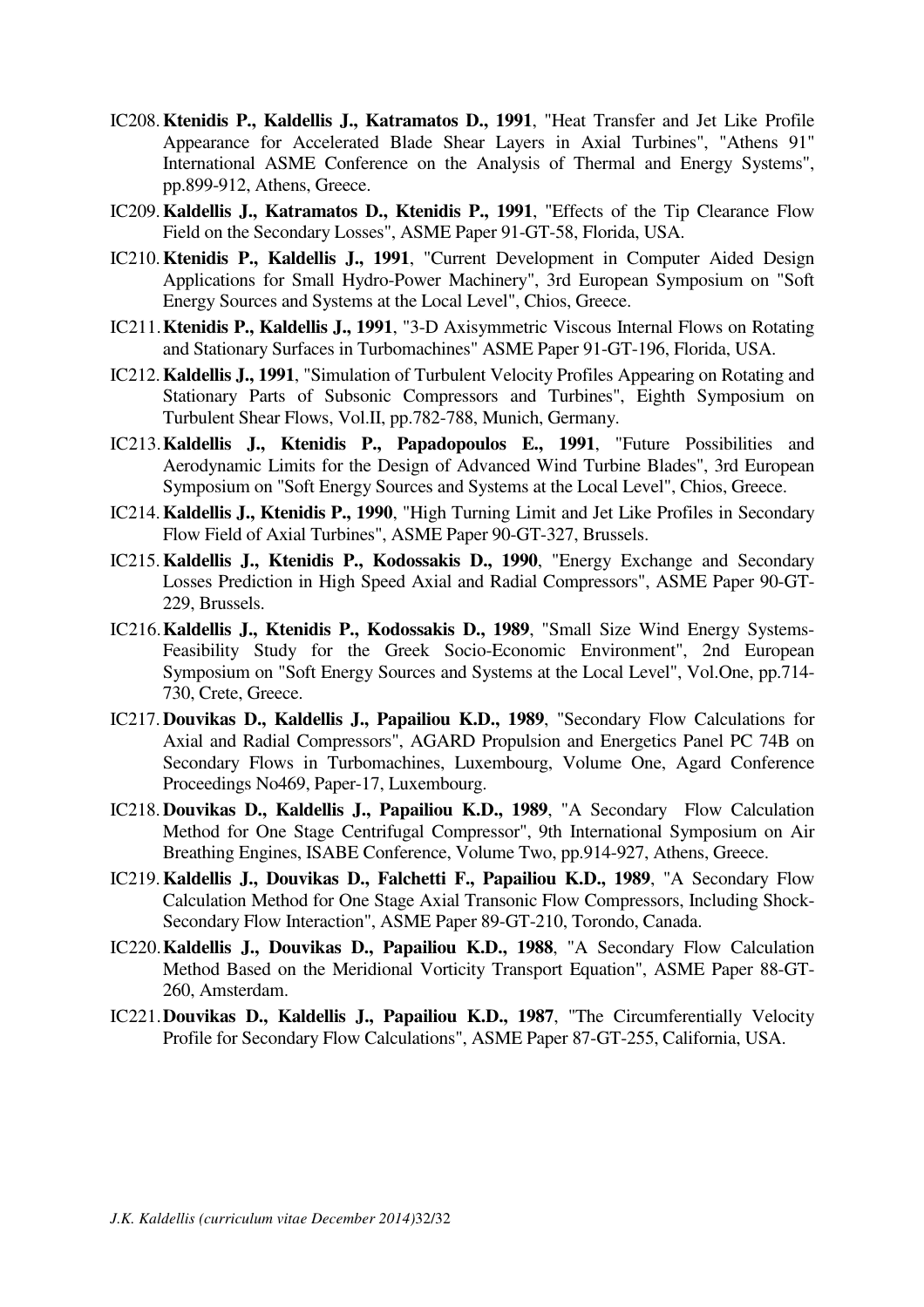IC208. **Ktenidis P., Kaldellis J., Katramatos D., 1991**, "Heat Transfer and Jet Like Profile Appearance for Accelerated Blade Shear Layers in Axial Turbines", "Athens 91" International ASME Conference on the Analysis of Thermal and Energy Systems", pp.899-912, Athens, Greece.

IC209. **Kaldellis J., Katramatos D., Ktenidis P., 1991**, "Effects of the Tip Clearance Flow Field on the Secondary Losses", ASME Paper 91-GT-58, Florida, USA.

IC210. **Ktenidis P., Kaldellis J., 1991**, "Current Development in Computer Aided Design Applications for Small Hydro-Power Machinery", 3rd European Symposium on "Soft Energy Sources and Systems at the Local Level", Chios, Greece.

IC211. **Ktenidis P., Kaldellis J., 1991**, "3-D Axisymmetric Viscous Internal Flows on Rotating and Stationary Surfaces in Turbomachines" ASME Paper 91-GT-196, Florida, USA.

IC212. **Kaldellis J., 1991**, "Simulation of Turbulent Velocity Profiles Appearing on Rotating and Stationary Parts of Subsonic Compressors and Turbines", Eighth Symposium on Turbulent Shear Flows, Vol.II, pp.782-788, Munich, Germany.

IC213. **Kaldellis J., Ktenidis P., Papadopoulos E., 1991**, "Future Possibilities and Aerodynamic Limits for the Design of Advanced Wind Turbine Blades", 3rd European Symposium on "Soft Energy Sources and Systems at the Local Level", Chios, Greece.

IC214. **Kaldellis J., Ktenidis P., 1990**, "High Turning Limit and Jet Like Profiles in Secondary Flow Field of Axial Turbines", ASME Paper 90-GT-327, Brussels.

IC215. **Kaldellis J., Ktenidis P., Kodossakis D., 1990**, "Energy Exchange and Secondary Losses Prediction in High Speed Axial and Radial Compressors", ASME Paper 90-GT-229, Brussels.

IC216. **Kaldellis J., Ktenidis P., Kodossakis D., 1989**, "Small Size Wind Energy Systems-Feasibility Study for the Greek Socio-Economic Environment", 2nd European Symposium on "Soft Energy Sources and Systems at the Local Level", Vol.One, pp.714-730, Crete, Greece.

IC217. **Douvikas D., Kaldellis J., Papailiou K.D., 1989**, "Secondary Flow Calculations for Axial and Radial Compressors", AGARD Propulsion and Energetics Panel PC 74B on Secondary Flows in Turbomachines, Luxembourg, Volume One, Agard Conference Proceedings No469, Paper-17, Luxembourg.

IC218. **Douvikas D., Kaldellis J., Papailiou K.D., 1989**, "A Secondary Flow Calculation Method for One Stage Centrifugal Compressor", 9th International Symposium on Air Breathing Engines, ISABE Conference, Volume Two, pp.914-927, Athens, Greece.

IC219. **Kaldellis J., Douvikas D., Falchetti F., Papailiou K.D., 1989**, "A Secondary Flow Calculation Method for One Stage Axial Transonic Flow Compressors, Including Shock-Secondary Flow Interaction", ASME Paper 89-GT-210, Torondo, Canada.

IC220. **Kaldellis J., Douvikas D., Papailiou K.D., 1988**, "A Secondary Flow Calculation Method Based on the Meridional Vorticity Transport Equation", ASME Paper 88-GT-260, Amsterdam.

IC221. **Douvikas D., Kaldellis J., Papailiou K.D., 1987**, "The Circumferentially Velocity Profile for Secondary Flow Calculations", ASME Paper 87-GT-255, California, USA.